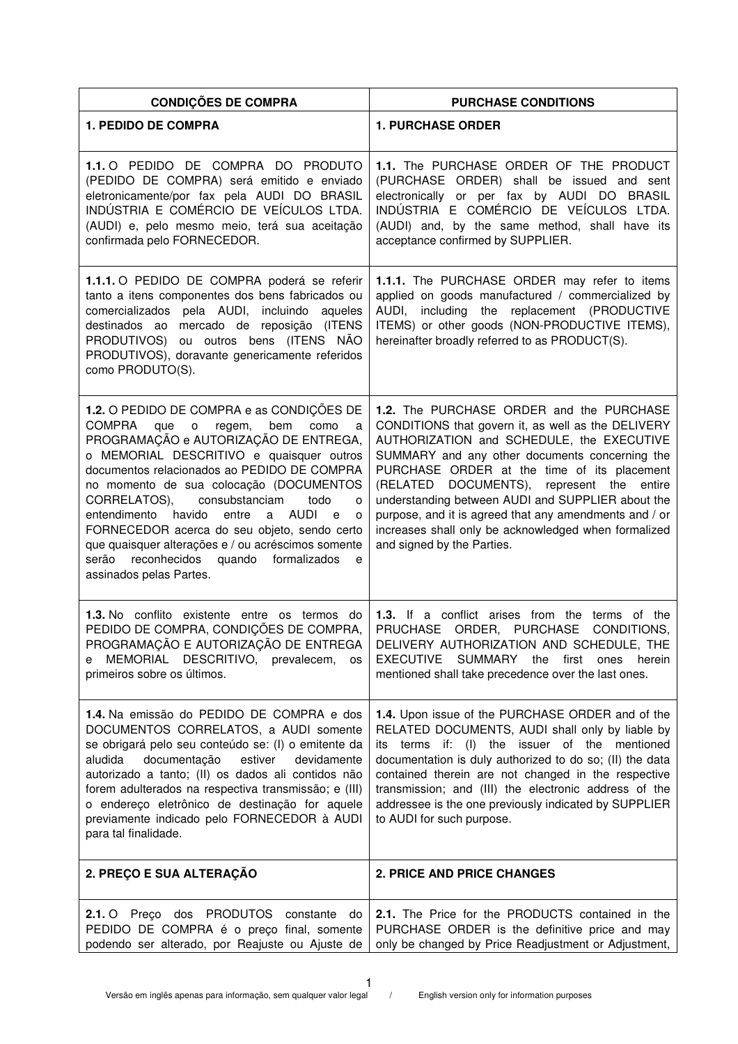| CONDIÇÕES DE COMPRA | PURCHASE CONDITIONS |
|---|---|
| **1. PEDIDO DE COMPRA** | **1. PURCHASE ORDER** |
| **1.1.** O PEDIDO DE COMPRA DO PRODUTO (PEDIDO DE COMPRA) será emitido e enviado eletronicamente/por fax pela AUDI DO BRASIL INDÚSTRIA E COMÉRCIO DE VEÍCULOS LTDA. (AUDI) e, pelo mesmo meio, terá sua aceitação confirmada pelo FORNECEDOR. | **1.1.** The PURCHASE ORDER OF THE PRODUCT (PURCHASE ORDER) shall be issued and sent electronically or per fax by AUDI DO BRASIL INDÚSTRIA E COMÉRCIO DE VEÍCULOS LTDA. (AUDI) and, by the same method, shall have its acceptance confirmed by SUPPLIER. |
| **1.1.1.** O PEDIDO DE COMPRA poderá se referir tanto a itens componentes dos bens fabricados ou comercializados pela AUDI, incluindo aqueles destinados ao mercado de reposição (ITENS PRODUTIVOS) ou outros bens (ITENS NÃO PRODUTIVOS), doravante genericamente referidos como PRODUTO(S). | **1.1.1.** The PURCHASE ORDER may refer to items applied on goods manufactured / commercialized by AUDI, including the replacement (PRODUCTIVE ITEMS) or other goods (NON-PRODUCTIVE ITEMS), hereinafter broadly referred to as PRODUCT(S). |
| **1.2.** O PEDIDO DE COMPRA e as CONDIÇÕES DE COMPRA que o regem, bem como a PROGRAMAÇÃO e AUTORIZAÇÃO DE ENTREGA, o MEMORIAL DESCRITIVO e quaisquer outros documentos relacionados ao PEDIDO DE COMPRA no momento de sua colocação (DOCUMENTOS CORRELATOS), consubstanciam todo o entendimento havido entre a AUDI e o FORNECEDOR acerca do seu objeto, sendo certo que quaisquer alterações e / ou acréscimos somente serão reconhecidos quando formalizados e assinados pelas Partes. | **1.2.** The PURCHASE ORDER and the PURCHASE CONDITIONS that govern it, as well as the DELIVERY AUTHORIZATION and SCHEDULE, the EXECUTIVE SUMMARY and any other documents concerning the PURCHASE ORDER at the time of its placement (RELATED DOCUMENTS), represent the entire understanding between AUDI and SUPPLIER about the purpose, and it is agreed that any amendments and / or increases shall only be acknowledged when formalized and signed by the Parties. |
| **1.3.** No conflito existente entre os termos do PEDIDO DE COMPRA, CONDIÇÕES DE COMPRA, PROGRAMAÇÃO E AUTORIZAÇÃO DE ENTREGA e MEMORIAL DESCRITIVO, prevalecem, os primeiros sobre os últimos. | **1.3.** If a conflict arises from the terms of the PRUCHASE ORDER, PURCHASE CONDITIONS, DELIVERY AUTHORIZATION AND SCHEDULE, THE EXECUTIVE SUMMARY the first ones herein mentioned shall take precedence over the last ones. |
| **1.4.** Na emissão do PEDIDO DE COMPRA e dos DOCUMENTOS CORRELATOS, a AUDI somente se obrigará pelo seu conteúdo se: (I) o emitente da aludida documentação estiver devidamente autorizado a tanto; (II) os dados ali contidos não forem adulterados na respectiva transmissão; e (III) o endereço eletrônico de destinação for aquele previamente indicado pelo FORNECEDOR à AUDI para tal finalidade. | **1.4.** Upon issue of the PURCHASE ORDER and of the RELATED DOCUMENTS, AUDI shall only by liable by its terms if: (I) the issuer of the mentioned documentation is duly authorized to do so; (II) the data contained therein are not changed in the respective transmission; and (III) the electronic address of the addressee is the one previously indicated by SUPPLIER to AUDI for such purpose. |
| **2. PREÇO E SUA ALTERAÇÃO** | **2. PRICE AND PRICE CHANGES** |
| **2.1.** O Preço dos PRODUTOS constante do PEDIDO DE COMPRA é o preço final, somente podendo ser alterado, por Reajuste ou Ajuste de | **2.1.** The Price for the PRODUCTS contained in the PURCHASE ORDER is the definitive price and may only be changed by Price Readjustment or Adjustment, |

Versão em inglês apenas para informação, sem qualquer valor legal / English version only for information purposes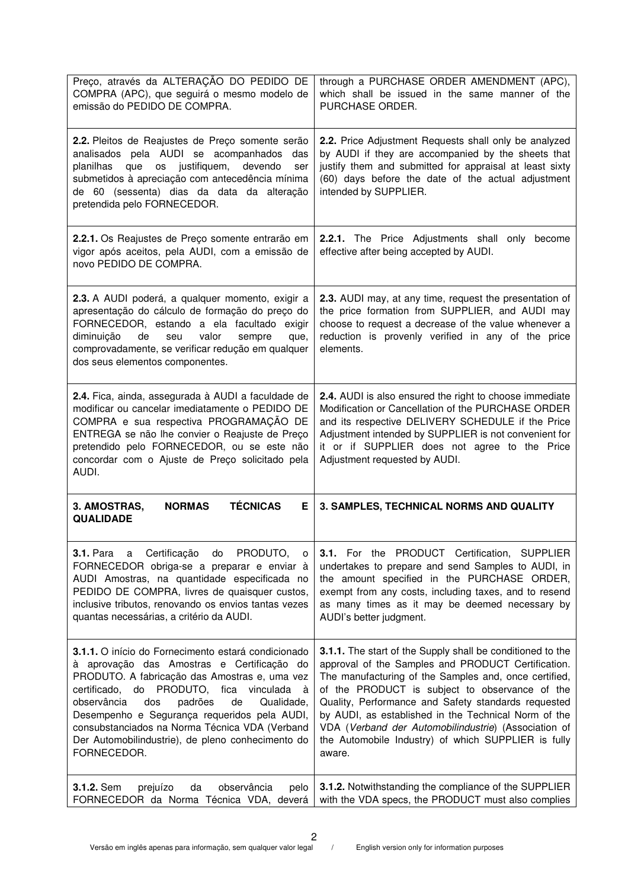| | |
|---|---|
| Preço, através da ALTERAÇÃO DO PEDIDO DE COMPRA (APC), que seguirá o mesmo modelo de emissão do PEDIDO DE COMPRA. | through a PURCHASE ORDER AMENDMENT (APC), which shall be issued in the same manner of the PURCHASE ORDER. |
| **2.2.** Pleitos de Reajustes de Preço somente serão analisados pela AUDI se acompanhados das planilhas que os justifiquem, devendo ser submetidos à apreciação com antecedência mínima de 60 (sessenta) dias da data da alteração pretendida pelo FORNECEDOR. | **2.2.** Price Adjustment Requests shall only be analyzed by AUDI if they are accompanied by the sheets that justify them and submitted for appraisal at least sixty (60) days before the date of the actual adjustment intended by SUPPLIER. |
| **2.2.1.** Os Reajustes de Preço somente entrarão em vigor após aceitos, pela AUDI, com a emissão de novo PEDIDO DE COMPRA. | **2.2.1.** The Price Adjustments shall only become effective after being accepted by AUDI. |
| **2.3.** A AUDI poderá, a qualquer momento, exigir a apresentação do cálculo de formação do preço do FORNECEDOR, estando a ela facultado exigir diminuição de seu valor sempre que, comprovadamente, se verificar redução em qualquer dos seus elementos componentes. | **2.3.** AUDI may, at any time, request the presentation of the price formation from SUPPLIER, and AUDI may choose to request a decrease of the value whenever a reduction is provenly verified in any of the price elements. |
| **2.4.** Fica, ainda, assegurada à AUDI a faculdade de modificar ou cancelar imediatamente o PEDIDO DE COMPRA e sua respectiva PROGRAMAÇÃO DE ENTREGA se não lhe convier o Reajuste de Preço pretendido pelo FORNECEDOR, ou se este não concordar com o Ajuste de Preço solicitado pela AUDI. | **2.4.** AUDI is also ensured the right to choose immediate Modification or Cancellation of the PURCHASE ORDER and its respective DELIVERY SCHEDULE if the Price Adjustment intended by SUPPLIER is not convenient for it or if SUPPLIER does not agree to the Price Adjustment requested by AUDI. |
| **3. AMOSTRAS, NORMAS TÉCNICAS E QUALIDADE** | **3. SAMPLES, TECHNICAL NORMS AND QUALITY** |
| **3.1.** Para a Certificação do PRODUTO, o FORNECEDOR obriga-se a preparar e enviar à AUDI Amostras, na quantidade especificada no PEDIDO DE COMPRA, livres de quaisquer custos, inclusive tributos, renovando os envios tantas vezes quantas necessárias, a critério da AUDI. | **3.1.** For the PRODUCT Certification, SUPPLIER undertakes to prepare and send Samples to AUDI, in the amount specified in the PURCHASE ORDER, exempt from any costs, including taxes, and to resend as many times as it may be deemed necessary by AUDI's better judgment. |
| **3.1.1.** O início do Fornecimento estará condicionado à aprovação das Amostras e Certificação do PRODUTO. A fabricação das Amostras e, uma vez certificado, do PRODUTO, fica vinculada à observância dos padrões de Qualidade, Desempenho e Segurança requeridos pela AUDI, consubstanciados na Norma Técnica VDA (Verband Der Automobilindustrie), de pleno conhecimento do FORNECEDOR. | **3.1.1.** The start of the Supply shall be conditioned to the approval of the Samples and PRODUCT Certification. The manufacturing of the Samples and, once certified, of the PRODUCT is subject to observance of the Quality, Performance and Safety standards requested by AUDI, as established in the Technical Norm of the VDA (*Verband der Automobilindustrie*) (Association of the Automobile Industry) of which SUPPLIER is fully aware. |
| **3.1.2.** Sem prejuízo da observância pelo FORNECEDOR da Norma Técnica VDA, deverá | **3.1.2.** Notwithstanding the compliance of the SUPPLIER with the VDA specs, the PRODUCT must also complies |

Versão em inglês apenas para informação, sem qualquer valor legal / English version only for information purposes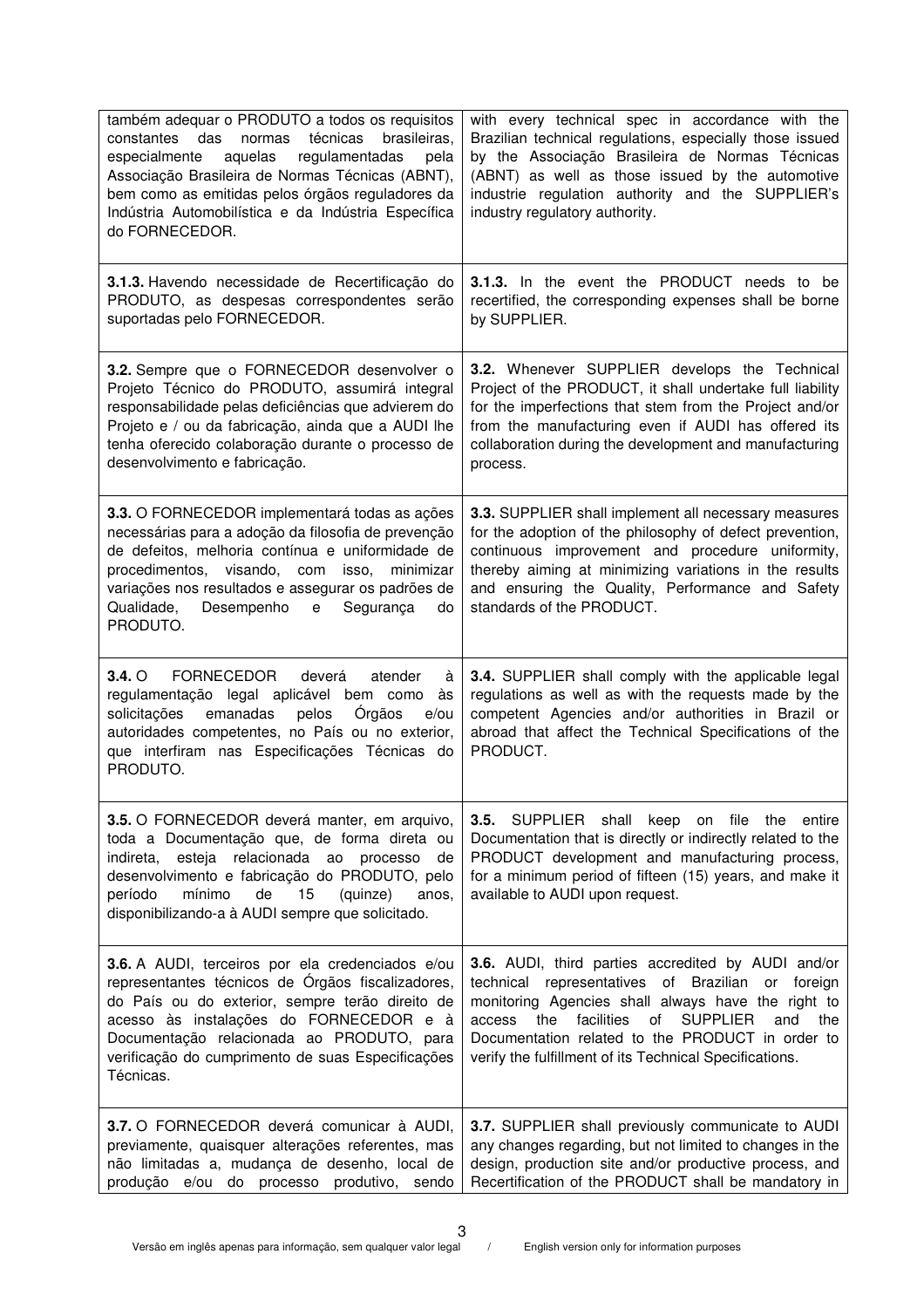| | |
|---|---|
| também adequar o PRODUTO a todos os requisitos constantes das normas técnicas brasileiras, especialmente aquelas regulamentadas pela Associação Brasileira de Normas Técnicas (ABNT), bem como as emitidas pelos órgãos reguladores da Indústria Automobilística e da Indústria Específica do FORNECEDOR. | with every technical spec in accordance with the Brazilian technical regulations, especially those issued by the Associação Brasileira de Normas Técnicas (ABNT) as well as those issued by the automotive industrie regulation authority and the SUPPLIER's industry regulatory authority. |
| **3.1.3.** Havendo necessidade de Recertificação do PRODUTO, as despesas correspondentes serão suportadas pelo FORNECEDOR. | **3.1.3.** In the event the PRODUCT needs to be recertified, the corresponding expenses shall be borne by SUPPLIER. |
| **3.2.** Sempre que o FORNECEDOR desenvolver o Projeto Técnico do PRODUTO, assumirá integral responsabilidade pelas deficiências que advierem do Projeto e / ou da fabricação, ainda que a AUDI lhe tenha oferecido colaboração durante o processo de desenvolvimento e fabricação. | **3.2.** Whenever SUPPLIER develops the Technical Project of the PRODUCT, it shall undertake full liability for the imperfections that stem from the Project and/or from the manufacturing even if AUDI has offered its collaboration during the development and manufacturing process. |
| **3.3.** O FORNECEDOR implementará todas as ações necessárias para a adoção da filosofia de prevenção de defeitos, melhoria contínua e uniformidade de procedimentos, visando, com isso, minimizar variações nos resultados e assegurar os padrões de Qualidade, Desempenho e Segurança do PRODUTO. | **3.3.** SUPPLIER shall implement all necessary measures for the adoption of the philosophy of defect prevention, continuous improvement and procedure uniformity, thereby aiming at minimizing variations in the results and ensuring the Quality, Performance and Safety standards of the PRODUCT. |
| **3.4.** O FORNECEDOR deverá atender à regulamentação legal aplicável bem como às solicitações emanadas pelos Órgãos e/ou autoridades competentes, no País ou no exterior, que interfiram nas Especificações Técnicas do PRODUTO. | **3.4.** SUPPLIER shall comply with the applicable legal regulations as well as with the requests made by the competent Agencies and/or authorities in Brazil or abroad that affect the Technical Specifications of the PRODUCT. |
| **3.5.** O FORNECEDOR deverá manter, em arquivo, toda a Documentação que, de forma direta ou indireta, esteja relacionada ao processo de desenvolvimento e fabricação do PRODUTO, pelo período mínimo de 15 (quinze) anos, disponibilizando-a à AUDI sempre que solicitado. | **3.5.** SUPPLIER shall keep on file the entire Documentation that is directly or indirectly related to the PRODUCT development and manufacturing process, for a minimum period of fifteen (15) years, and make it available to AUDI upon request. |
| **3.6.** A AUDI, terceiros por ela credenciados e/ou representantes técnicos de Órgãos fiscalizadores, do País ou do exterior, sempre terão direito de acesso às instalações do FORNECEDOR e à Documentação relacionada ao PRODUTO, para verificação do cumprimento de suas Especificações Técnicas. | **3.6.** AUDI, third parties accredited by AUDI and/or technical representatives of Brazilian or foreign monitoring Agencies shall always have the right to access the facilities of SUPPLIER and the Documentation related to the PRODUCT in order to verify the fulfillment of its Technical Specifications. |
| **3.7.** O FORNECEDOR deverá comunicar à AUDI, previamente, quaisquer alterações referentes, mas não limitadas a, mudança de desenho, local de produção e/ou do processo produtivo, sendo | **3.7.** SUPPLIER shall previously communicate to AUDI any changes regarding, but not limited to changes in the design, production site and/or productive process, and Recertification of the PRODUCT shall be mandatory in |

Versão em inglês apenas para informação, sem qualquer valor legal / English version only for information purposes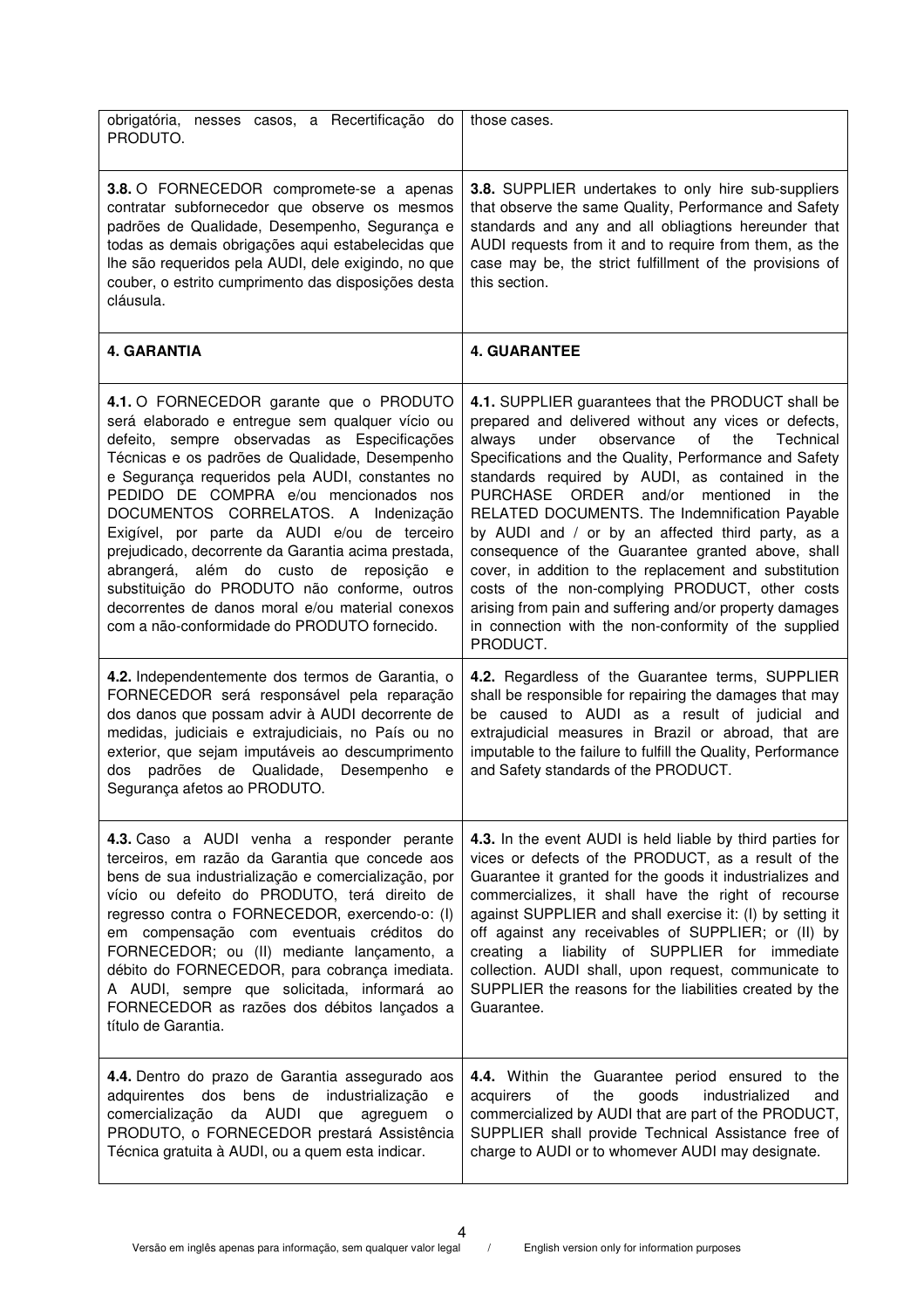| | |
|---|---|
| obrigatória, nesses casos, a Recertificação do PRODUTO. | those cases. |
| **3.8.** O FORNECEDOR compromete-se a apenas contratar subfornecedor que observe os mesmos padrões de Qualidade, Desempenho, Segurança e todas as demais obrigações aqui estabelecidas que lhe são requeridos pela AUDI, dele exigindo, no que couber, o estrito cumprimento das disposições desta cláusula. | **3.8.** SUPPLIER undertakes to only hire sub-suppliers that observe the same Quality, Performance and Safety standards and any and all obliagtions hereunder that AUDI requests from it and to require from them, as the case may be, the strict fulfillment of the provisions of this section. |
| **4. GARANTIA** | **4. GUARANTEE** |
| **4.1.** O FORNECEDOR garante que o PRODUTO será elaborado e entregue sem qualquer vício ou defeito, sempre observadas as Especificações Técnicas e os padrões de Qualidade, Desempenho e Segurança requeridos pela AUDI, constantes no PEDIDO DE COMPRA e/ou mencionados nos DOCUMENTOS CORRELATOS. A Indenização Exigível, por parte da AUDI e/ou de terceiro prejudicado, decorrente da Garantia acima prestada, abrangerá, além do custo de reposição e substituição do PRODUTO não conforme, outros decorrentes de danos moral e/ou material conexos com a não-conformidade do PRODUTO fornecido. | **4.1.** SUPPLIER guarantees that the PRODUCT shall be prepared and delivered without any vices or defects, always under observance of the Technical Specifications and the Quality, Performance and Safety standards required by AUDI, as contained in the PURCHASE ORDER and/or mentioned in the RELATED DOCUMENTS. The Indemnification Payable by AUDI and / or by an affected third party, as a consequence of the Guarantee granted above, shall cover, in addition to the replacement and substitution costs of the non-complying PRODUCT, other costs arising from pain and suffering and/or property damages in connection with the non-conformity of the supplied PRODUCT. |
| **4.2.** Independentemente dos termos de Garantia, o FORNECEDOR será responsável pela reparação dos danos que possam advir à AUDI decorrente de medidas, judiciais e extrajudiciais, no País ou no exterior, que sejam imputáveis ao descumprimento dos padrões de Qualidade, Desempenho e Segurança afetos ao PRODUTO. | **4.2.** Regardless of the Guarantee terms, SUPPLIER shall be responsible for repairing the damages that may be caused to AUDI as a result of judicial and extrajudicial measures in Brazil or abroad, that are imputable to the failure to fulfill the Quality, Performance and Safety standards of the PRODUCT. |
| **4.3.** Caso a AUDI venha a responder perante terceiros, em razão da Garantia que concede aos bens de sua industrialização e comercialização, por vício ou defeito do PRODUTO, terá direito de regresso contra o FORNECEDOR, exercendo-o: (I) em compensação com eventuais créditos do FORNECEDOR; ou (II) mediante lançamento, a débito do FORNECEDOR, para cobrança imediata. A AUDI, sempre que solicitada, informará ao FORNECEDOR as razões dos débitos lançados a título de Garantia. | **4.3.** In the event AUDI is held liable by third parties for vices or defects of the PRODUCT, as a result of the Guarantee it granted for the goods it industrializes and commercializes, it shall have the right of recourse against SUPPLIER and shall exercise it: (I) by setting it off against any receivables of SUPPLIER; or (II) by creating a liability of SUPPLIER for immediate collection. AUDI shall, upon request, communicate to SUPPLIER the reasons for the liabilities created by the Guarantee. |
| **4.4.** Dentro do prazo de Garantia assegurado aos adquirentes dos bens de industrialização e comercialização da AUDI que agreguem o PRODUTO, o FORNECEDOR prestará Assistência Técnica gratuita à AUDI, ou a quem esta indicar. | **4.4.** Within the Guarantee period ensured to the acquirers of the goods industrialized and commercialized by AUDI that are part of the PRODUCT, SUPPLIER shall provide Technical Assistance free of charge to AUDI or to whomever AUDI may designate. |

Versão em inglês apenas para informação, sem qualquer valor legal / English version only for information purposes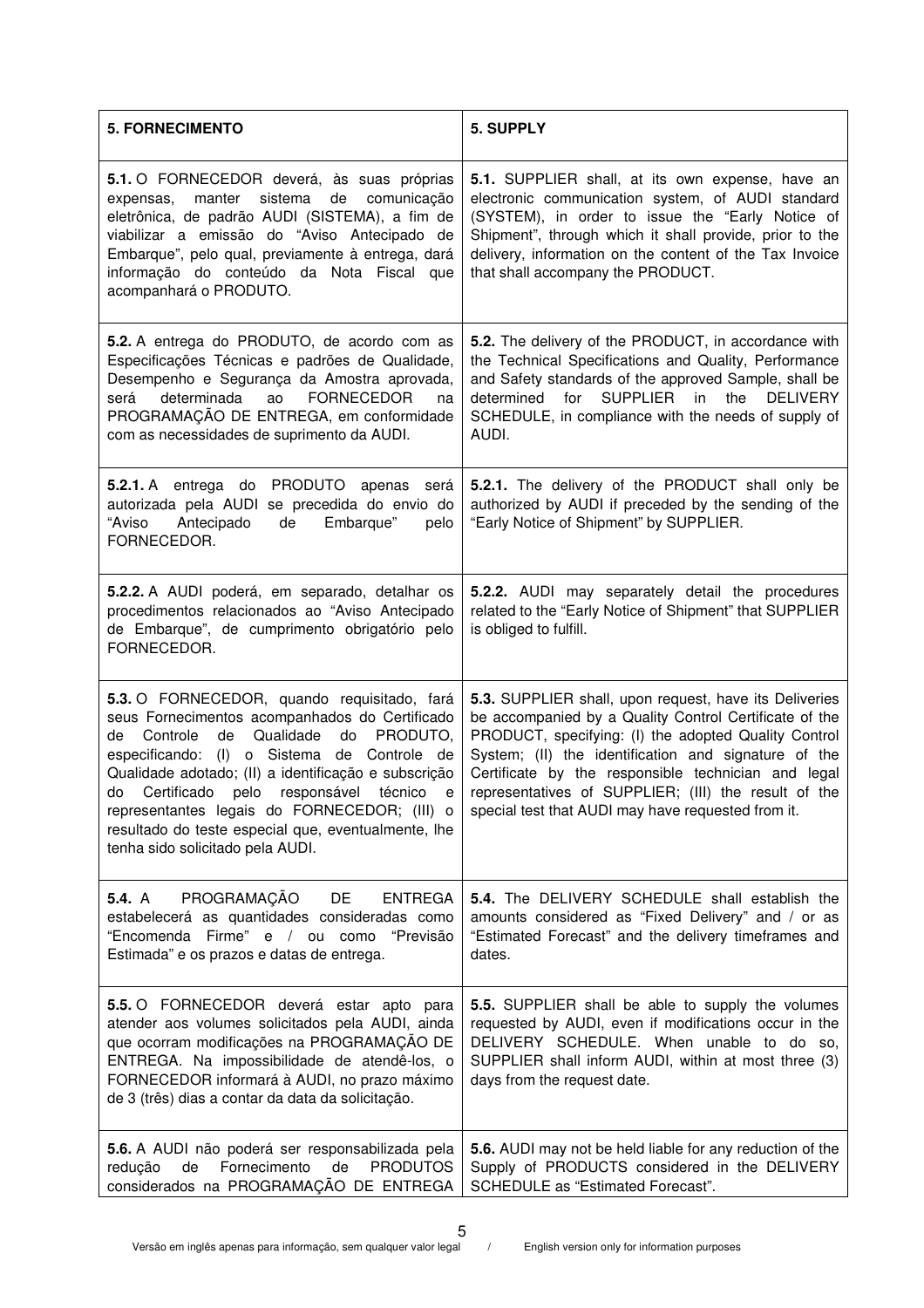| 5. FORNECIMENTO | 5. SUPPLY |
|---|---|
| **5.1.** O FORNECEDOR deverá, às suas próprias expensas, manter sistema de comunicação eletrônica, de padrão AUDI (SISTEMA), a fim de viabilizar a emissão do "Aviso Antecipado de Embarque", pelo qual, previamente à entrega, dará informação do conteúdo da Nota Fiscal que acompanhará o PRODUTO. | **5.1.** SUPPLIER shall, at its own expense, have an electronic communication system, of AUDI standard (SYSTEM), in order to issue the "Early Notice of Shipment", through which it shall provide, prior to the delivery, information on the content of the Tax Invoice that shall accompany the PRODUCT. |
| **5.2.** A entrega do PRODUTO, de acordo com as Especificações Técnicas e padrões de Qualidade, Desempenho e Segurança da Amostra aprovada, será determinada ao FORNECEDOR na PROGRAMAÇÃO DE ENTREGA, em conformidade com as necessidades de suprimento da AUDI. | **5.2.** The delivery of the PRODUCT, in accordance with the Technical Specifications and Quality, Performance and Safety standards of the approved Sample, shall be determined for SUPPLIER in the DELIVERY SCHEDULE, in compliance with the needs of supply of AUDI. |
| **5.2.1.** A entrega do PRODUTO apenas será autorizada pela AUDI se precedida do envio do "Aviso Antecipado de Embarque" pelo FORNECEDOR. | **5.2.1.** The delivery of the PRODUCT shall only be authorized by AUDI if preceded by the sending of the "Early Notice of Shipment" by SUPPLIER. |
| **5.2.2.** A AUDI poderá, em separado, detalhar os procedimentos relacionados ao "Aviso Antecipado de Embarque", de cumprimento obrigatório pelo FORNECEDOR. | **5.2.2.** AUDI may separately detail the procedures related to the "Early Notice of Shipment" that SUPPLIER is obliged to fulfill. |
| **5.3.** O FORNECEDOR, quando requisitado, fará seus Fornecimentos acompanhados do Certificado de Controle de Qualidade do PRODUTO, especificando: (I) o Sistema de Controle de Qualidade adotado; (II) a identificação e subscrição do Certificado pelo responsável técnico e representantes legais do FORNECEDOR; (III) o resultado do teste especial que, eventualmente, lhe tenha sido solicitado pela AUDI. | **5.3.** SUPPLIER shall, upon request, have its Deliveries be accompanied by a Quality Control Certificate of the PRODUCT, specifying: (I) the adopted Quality Control System; (II) the identification and signature of the Certificate by the responsible technician and legal representatives of SUPPLIER; (III) the result of the special test that AUDI may have requested from it. |
| **5.4.** A PROGRAMAÇÃO DE ENTREGA estabelecerá as quantidades consideradas como "Encomenda Firme" e / ou como "Previsão Estimada" e os prazos e datas de entrega. | **5.4.** The DELIVERY SCHEDULE shall establish the amounts considered as "Fixed Delivery" and / or as "Estimated Forecast" and the delivery timeframes and dates. |
| **5.5.** O FORNECEDOR deverá estar apto para atender aos volumes solicitados pela AUDI, ainda que ocorram modificações na PROGRAMAÇÃO DE ENTREGA. Na impossibilidade de atendê-los, o FORNECEDOR informará à AUDI, no prazo máximo de 3 (três) dias a contar da data da solicitação. | **5.5.** SUPPLIER shall be able to supply the volumes requested by AUDI, even if modifications occur in the DELIVERY SCHEDULE. When unable to do so, SUPPLIER shall inform AUDI, within at most three (3) days from the request date. |
| **5.6.** A AUDI não poderá ser responsabilizada pela redução de Fornecimento de PRODUTOS considerados na PROGRAMAÇÃO DE ENTREGA | **5.6.** AUDI may not be held liable for any reduction of the Supply of PRODUCTS considered in the DELIVERY SCHEDULE as "Estimated Forecast". |

Versão em inglês apenas para informação, sem qualquer valor legal / English version only for information purposes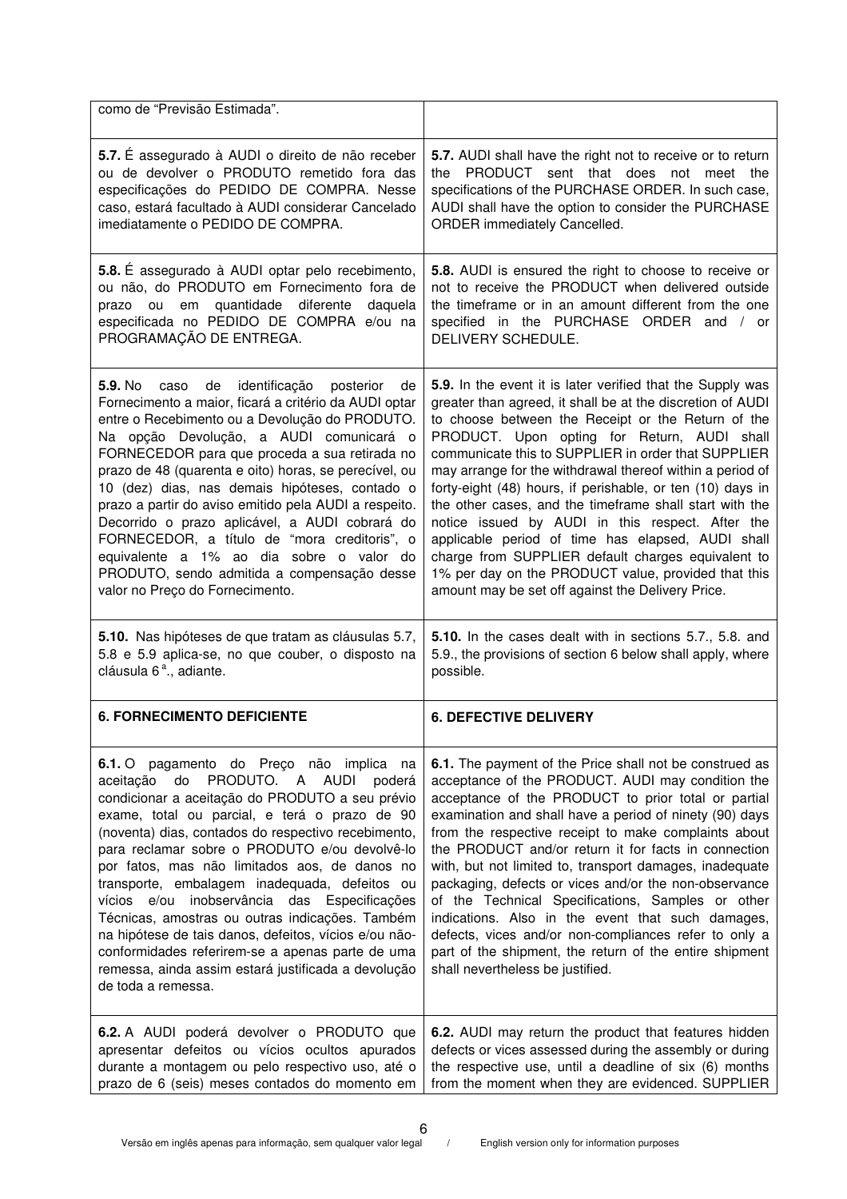| | |
|---|---|
| como de "Previsão Estimada". | |
| **5.7.** É assegurado à AUDI o direito de não receber ou de devolver o PRODUTO remetido fora das especificações do PEDIDO DE COMPRA. Nesse caso, estará facultado à AUDI considerar Cancelado imediatamente o PEDIDO DE COMPRA. | **5.7.** AUDI shall have the right not to receive or to return the PRODUCT sent that does not meet the specifications of the PURCHASE ORDER. In such case, AUDI shall have the option to consider the PURCHASE ORDER immediately Cancelled. |
| **5.8.** É assegurado à AUDI optar pelo recebimento, ou não, do PRODUTO em Fornecimento fora de prazo ou em quantidade diferente daquela especificada no PEDIDO DE COMPRA e/ou na PROGRAMAÇÃO DE ENTREGA. | **5.8.** AUDI is ensured the right to choose to receive or not to receive the PRODUCT when delivered outside the timeframe or in an amount different from the one specified in the PURCHASE ORDER and / or DELIVERY SCHEDULE. |
| **5.9.** No caso de identificação posterior de Fornecimento a maior, ficará a critério da AUDI optar entre o Recebimento ou a Devolução do PRODUTO. Na opção Devolução, a AUDI comunicará o FORNECEDOR para que proceda a sua retirada no prazo de 48 (quarenta e oito) horas, se perecível, ou 10 (dez) dias, nas demais hipóteses, contado o prazo a partir do aviso emitido pela AUDI a respeito. Decorrido o prazo aplicável, a AUDI cobrará do FORNECEDOR, a título de "mora creditoris", o equivalente a 1% ao dia sobre o valor do PRODUTO, sendo admitida a compensação desse valor no Preço do Fornecimento. | **5.9.** In the event it is later verified that the Supply was greater than agreed, it shall be at the discretion of AUDI to choose between the Receipt or the Return of the PRODUCT. Upon opting for Return, AUDI shall communicate this to SUPPLIER in order that SUPPLIER may arrange for the withdrawal thereof within a period of forty-eight (48) hours, if perishable, or ten (10) days in the other cases, and the timeframe shall start with the notice issued by AUDI in this respect. After the applicable period of time has elapsed, AUDI shall charge from SUPPLIER default charges equivalent to 1% per day on the PRODUCT value, provided that this amount may be set off against the Delivery Price. |
| **5.10.** Nas hipóteses de que tratam as cláusulas 5.7, 5.8 e 5.9 aplica-se, no que couber, o disposto na cláusula 6ª., adiante. | **5.10.** In the cases dealt with in sections 5.7., 5.8. and 5.9., the provisions of section 6 below shall apply, where possible. |
| **6. FORNECIMENTO DEFICIENTE** | **6. DEFECTIVE DELIVERY** |
| **6.1.** O pagamento do Preço não implica na aceitação do PRODUTO. A AUDI poderá condicionar a aceitação do PRODUTO a seu prévio exame, total ou parcial, e terá o prazo de 90 (noventa) dias, contados do respectivo recebimento, para reclamar sobre o PRODUTO e/ou devolvê-lo por fatos, mas não limitados aos, de danos no transporte, embalagem inadequada, defeitos ou vícios e/ou inobservância das Especificações Técnicas, amostras ou outras indicações. Também na hipótese de tais danos, defeitos, vícios e/ou não-conformidades referirem-se a apenas parte de uma remessa, ainda assim estará justificada a devolução de toda a remessa. | **6.1.** The payment of the Price shall not be construed as acceptance of the PRODUCT. AUDI may condition the acceptance of the PRODUCT to prior total or partial examination and shall have a period of ninety (90) days from the respective receipt to make complaints about the PRODUCT and/or return it for facts in connection with, but not limited to, transport damages, inadequate packaging, defects or vices and/or the non-observance of the Technical Specifications, Samples or other indications. Also in the event that such damages, defects, vices and/or non-compliances refer to only a part of the shipment, the return of the entire shipment shall nevertheless be justified. |
| **6.2.** A AUDI poderá devolver o PRODUTO que apresentar defeitos ou vícios ocultos apurados durante a montagem ou pelo respectivo uso, até o prazo de 6 (seis) meses contados do momento em | **6.2.** AUDI may return the product that features hidden defects or vices assessed during the assembly or during the respective use, until a deadline of six (6) months from the moment when they are evidenced. SUPPLIER |

Versão em inglês apenas para informação, sem qualquer valor legal / English version only for information purposes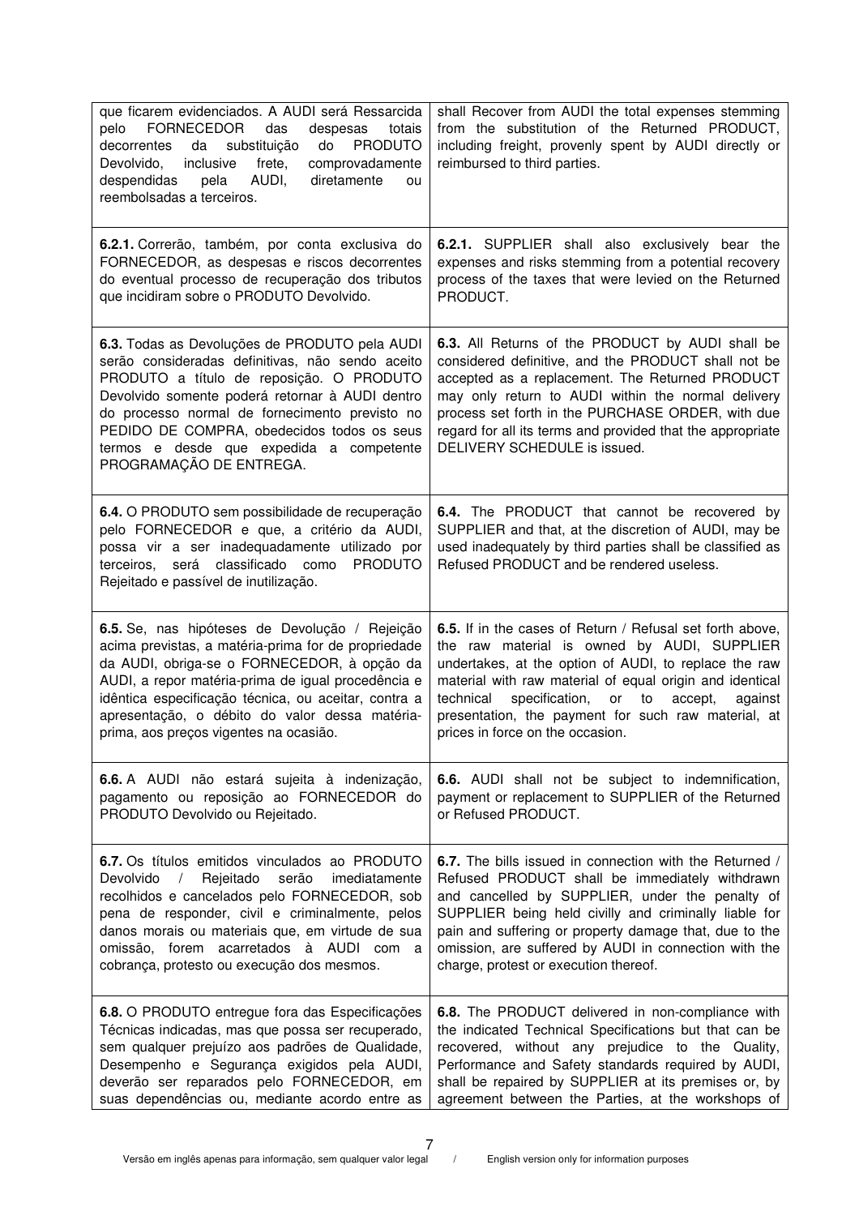| | |
|---|---|
| que ficarem evidenciados. A AUDI será Ressarcida pelo FORNECEDOR das despesas totais decorrentes da substituição do PRODUTO Devolvido, inclusive frete, comprovadamente despendidas pela AUDI, diretamente ou reembolsadas a terceiros. | shall Recover from AUDI the total expenses stemming from the substitution of the Returned PRODUCT, including freight, provenly spent by AUDI directly or reimbursed to third parties. |
| **6.2.1.** Correrão, também, por conta exclusiva do FORNECEDOR, as despesas e riscos decorrentes do eventual processo de recuperação dos tributos que incidiram sobre o PRODUTO Devolvido. | **6.2.1.** SUPPLIER shall also exclusively bear the expenses and risks stemming from a potential recovery process of the taxes that were levied on the Returned PRODUCT. |
| **6.3.** Todas as Devoluções de PRODUTO pela AUDI serão consideradas definitivas, não sendo aceito PRODUTO a título de reposição. O PRODUTO Devolvido somente poderá retornar à AUDI dentro do processo normal de fornecimento previsto no PEDIDO DE COMPRA, obedecidos todos os seus termos e desde que expedida a competente PROGRAMAÇÃO DE ENTREGA. | **6.3.** All Returns of the PRODUCT by AUDI shall be considered definitive, and the PRODUCT shall not be accepted as a replacement. The Returned PRODUCT may only return to AUDI within the normal delivery process set forth in the PURCHASE ORDER, with due regard for all its terms and provided that the appropriate DELIVERY SCHEDULE is issued. |
| **6.4.** O PRODUTO sem possibilidade de recuperação pelo FORNECEDOR e que, a critério da AUDI, possa vir a ser inadequadamente utilizado por terceiros, será classificado como PRODUTO Rejeitado e passível de inutilização. | **6.4.** The PRODUCT that cannot be recovered by SUPPLIER and that, at the discretion of AUDI, may be used inadequately by third parties shall be classified as Refused PRODUCT and be rendered useless. |
| **6.5.** Se, nas hipóteses de Devolução / Rejeição acima previstas, a matéria-prima for de propriedade da AUDI, obriga-se o FORNECEDOR, à opção da AUDI, a repor matéria-prima de igual procedência e idêntica especificação técnica, ou aceitar, contra a apresentação, o débito do valor dessa matéria-prima, aos preços vigentes na ocasião. | **6.5.** If in the cases of Return / Refusal set forth above, the raw material is owned by AUDI, SUPPLIER undertakes, at the option of AUDI, to replace the raw material with raw material of equal origin and identical technical specification, or to accept, against presentation, the payment for such raw material, at prices in force on the occasion. |
| **6.6.** A AUDI não estará sujeita à indenização, pagamento ou reposição ao FORNECEDOR do PRODUTO Devolvido ou Rejeitado. | **6.6.** AUDI shall not be subject to indemnification, payment or replacement to SUPPLIER of the Returned or Refused PRODUCT. |
| **6.7.** Os títulos emitidos vinculados ao PRODUTO Devolvido / Rejeitado serão imediatamente recolhidos e cancelados pelo FORNECEDOR, sob pena de responder, civil e criminalmente, pelos danos morais ou materiais que, em virtude de sua omissão, forem acarretados à AUDI com a cobrança, protesto ou execução dos mesmos. | **6.7.** The bills issued in connection with the Returned / Refused PRODUCT shall be immediately withdrawn and cancelled by SUPPLIER, under the penalty of SUPPLIER being held civilly and criminally liable for pain and suffering or property damage that, due to the omission, are suffered by AUDI in connection with the charge, protest or execution thereof. |
| **6.8.** O PRODUTO entregue fora das Especificações Técnicas indicadas, mas que possa ser recuperado, sem qualquer prejuízo aos padrões de Qualidade, Desempenho e Segurança exigidos pela AUDI, deverão ser reparados pelo FORNECEDOR, em suas dependências ou, mediante acordo entre as | **6.8.** The PRODUCT delivered in non-compliance with the indicated Technical Specifications but that can be recovered, without any prejudice to the Quality, Performance and Safety standards required by AUDI, shall be repaired by SUPPLIER at its premises or, by agreement between the Parties, at the workshops of |

Versão em inglês apenas para informação, sem qualquer valor legal / English version only for information purposes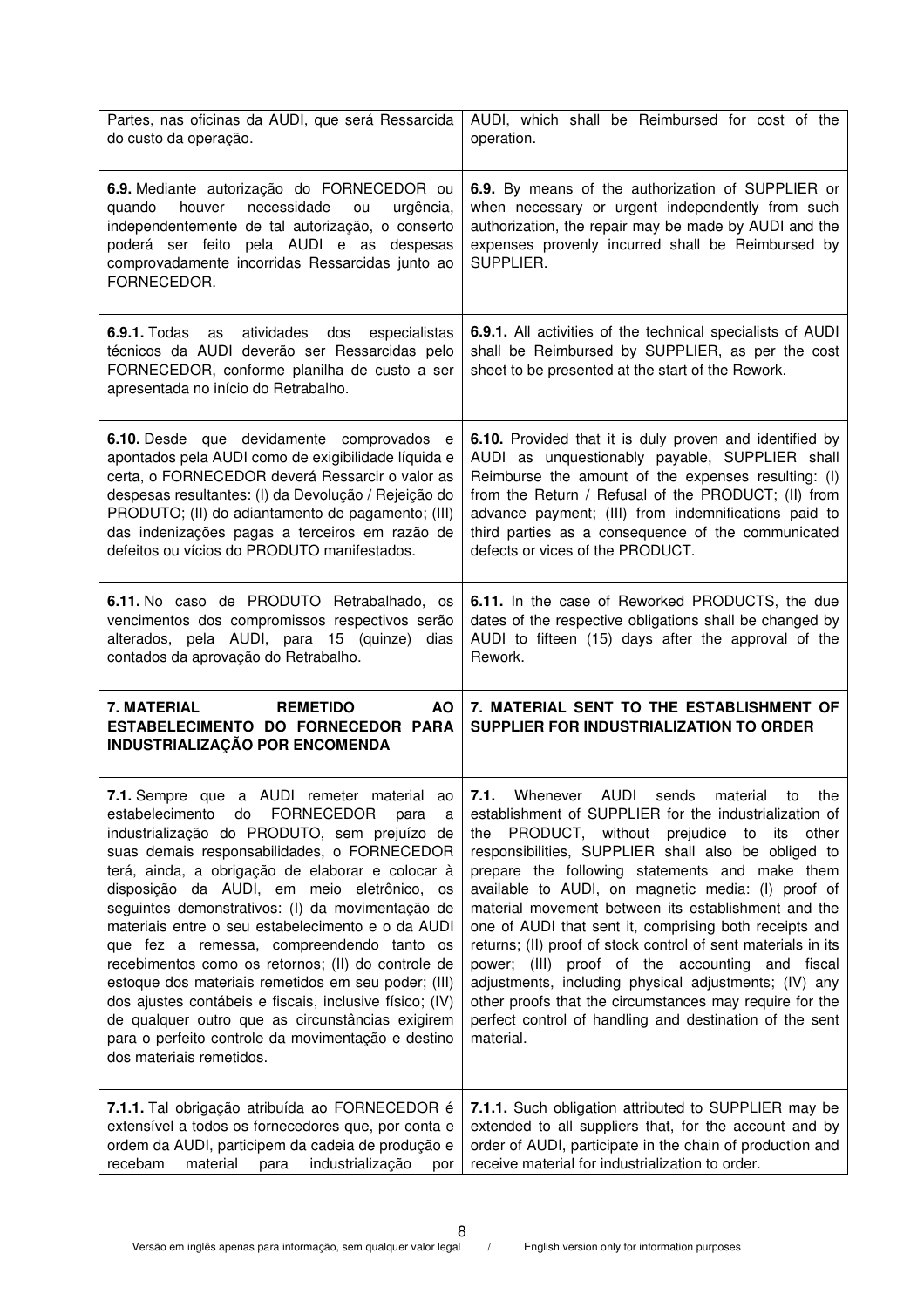| Partes, nas oficinas da AUDI, que será Ressarcida do custo da operação. | AUDI, which shall be Reimbursed for cost of the operation. |
|---|---|
| **6.9.** Mediante autorização do FORNECEDOR ou quando houver necessidade ou urgência, independentemente de tal autorização, o conserto poderá ser feito pela AUDI e as despesas comprovadamente incorridas Ressarcidas junto ao FORNECEDOR. | **6.9.** By means of the authorization of SUPPLIER or when necessary or urgent independently from such authorization, the repair may be made by AUDI and the expenses provenly incurred shall be Reimbursed by SUPPLIER. |
| **6.9.1.** Todas as atividades dos especialistas técnicos da AUDI deverão ser Ressarcidas pelo FORNECEDOR, conforme planilha de custo a ser apresentada no início do Retrabalho. | **6.9.1.** All activities of the technical specialists of AUDI shall be Reimbursed by SUPPLIER, as per the cost sheet to be presented at the start of the Rework. |
| **6.10.** Desde que devidamente comprovados e apontados pela AUDI como de exigibilidade líquida e certa, o FORNECEDOR deverá Ressarcir o valor as despesas resultantes: (I) da Devolução / Rejeição do PRODUTO; (II) do adiantamento de pagamento; (III) das indenizações pagas a terceiros em razão de defeitos ou vícios do PRODUTO manifestados. | **6.10.** Provided that it is duly proven and identified by AUDI as unquestionably payable, SUPPLIER shall Reimburse the amount of the expenses resulting: (I) from the Return / Refusal of the PRODUCT; (II) from advance payment; (III) from indemnifications paid to third parties as a consequence of the communicated defects or vices of the PRODUCT. |
| **6.11.** No caso de PRODUTO Retrabalhado, os vencimentos dos compromissos respectivos serão alterados, pela AUDI, para 15 (quinze) dias contados da aprovação do Retrabalho. | **6.11.** In the case of Reworked PRODUCTS, the due dates of the respective obligations shall be changed by AUDI to fifteen (15) days after the approval of the Rework. |
| **7. MATERIAL REMETIDO AO ESTABELECIMENTO DO FORNECEDOR PARA INDUSTRIALIZAÇÃO POR ENCOMENDA** | **7. MATERIAL SENT TO THE ESTABLISHMENT OF SUPPLIER FOR INDUSTRIALIZATION TO ORDER** |
| **7.1.** Sempre que a AUDI remeter material ao estabelecimento do FORNECEDOR para a industrialização do PRODUTO, sem prejuízo de suas demais responsabilidades, o FORNECEDOR terá, ainda, a obrigação de elaborar e colocar à disposição da AUDI, em meio eletrônico, os seguintes demonstrativos: (I) da movimentação de materiais entre o seu estabelecimento e o da AUDI que fez a remessa, compreendendo tanto os recebimentos como os retornos; (II) do controle de estoque dos materiais remetidos em seu poder; (III) dos ajustes contábeis e fiscais, inclusive físico; (IV) de qualquer outro que as circunstâncias exigirem para o perfeito controle da movimentação e destino dos materiais remetidos. | **7.1.** Whenever AUDI sends material to the establishment of SUPPLIER for the industrialization of the PRODUCT, without prejudice to its other responsibilities, SUPPLIER shall also be obliged to prepare the following statements and make them available to AUDI, on magnetic media: (I) proof of material movement between its establishment and the one of AUDI that sent it, comprising both receipts and returns; (II) proof of stock control of sent materials in its power; (III) proof of the accounting and fiscal adjustments, including physical adjustments; (IV) any other proofs that the circumstances may require for the perfect control of handling and destination of the sent material. |
| **7.1.1.** Tal obrigação atribuída ao FORNECEDOR é extensível a todos os fornecedores que, por conta e ordem da AUDI, participem da cadeia de produção e recebam material para industrialização por | **7.1.1.** Such obligation attributed to SUPPLIER may be extended to all suppliers that, for the account and by order of AUDI, participate in the chain of production and receive material for industrialization to order. |

Versão em inglês apenas para informação, sem qualquer valor legal / English version only for information purposes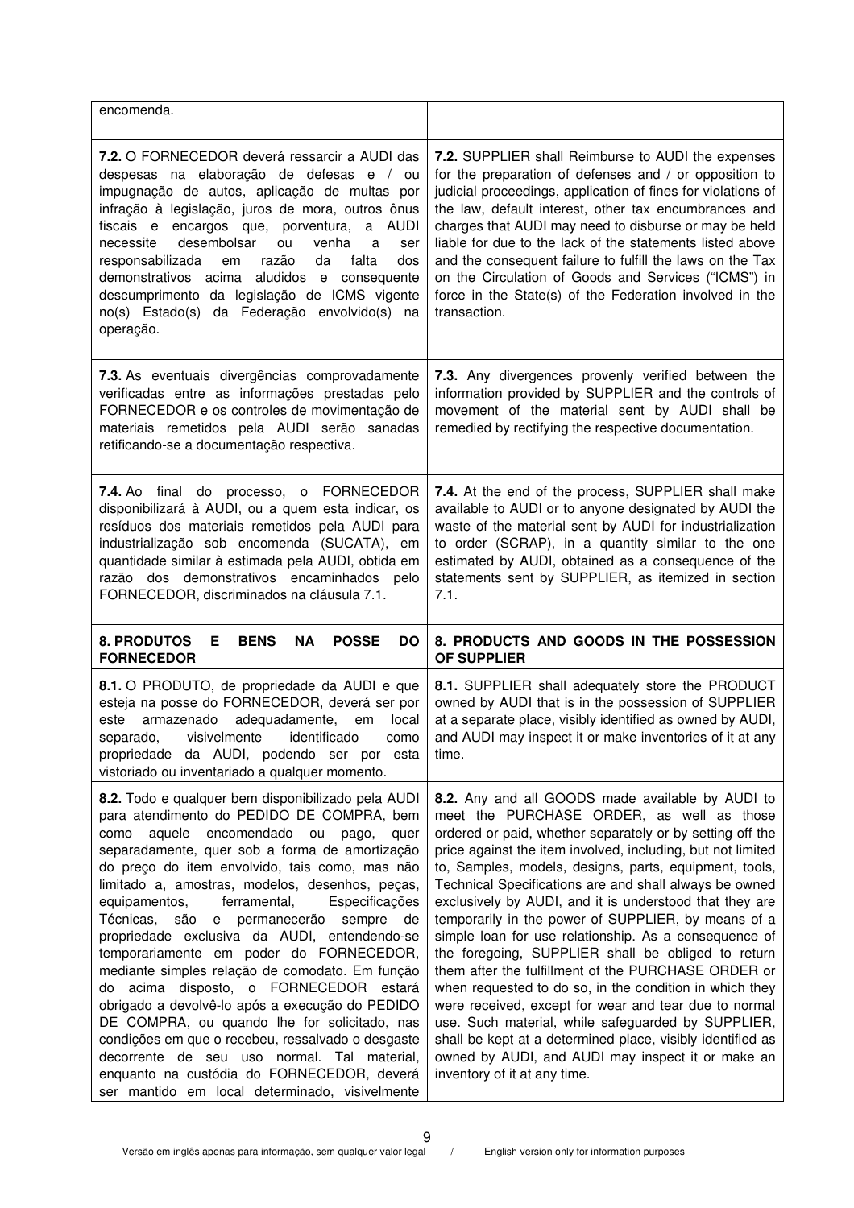| | |
|---|---|
| encomenda. | |
| **7.2.** O FORNECEDOR deverá ressarcir a AUDI das despesas na elaboração de defesas e / ou impugnação de autos, aplicação de multas por infração à legislação, juros de mora, outros ônus fiscais e encargos que, porventura, a AUDI necessite desembolsar ou venha a ser responsabilizada em razão da falta dos demonstrativos acima aludidos e consequente descumprimento da legislação de ICMS vigente no(s) Estado(s) da Federação envolvido(s) na operação. | **7.2.** SUPPLIER shall Reimburse to AUDI the expenses for the preparation of defenses and / or opposition to judicial proceedings, application of fines for violations of the law, default interest, other tax encumbrances and charges that AUDI may need to disburse or may be held liable for due to the lack of the statements listed above and the consequent failure to fulfill the laws on the Tax on the Circulation of Goods and Services ("ICMS") in force in the State(s) of the Federation involved in the transaction. |
| **7.3.** As eventuais divergências comprovadamente verificadas entre as informações prestadas pelo FORNECEDOR e os controles de movimentação de materiais remetidos pela AUDI serão sanadas retificando-se a documentação respectiva. | **7.3.** Any divergences provenly verified between the information provided by SUPPLIER and the controls of movement of the material sent by AUDI shall be remedied by rectifying the respective documentation. |
| **7.4.** Ao final do processo, o FORNECEDOR disponibilizará à AUDI, ou a quem esta indicar, os resíduos dos materiais remetidos pela AUDI para industrialização sob encomenda (SUCATA), em quantidade similar à estimada pela AUDI, obtida em razão dos demonstrativos encaminhados pelo FORNECEDOR, discriminados na cláusula 7.1. | **7.4.** At the end of the process, SUPPLIER shall make available to AUDI or to anyone designated by AUDI the waste of the material sent by AUDI for industrialization to order (SCRAP), in a quantity similar to the one estimated by AUDI, obtained as a consequence of the statements sent by SUPPLIER, as itemized in section 7.1. |
| **8. PRODUTOS E BENS NA POSSE DO FORNECEDOR** | **8. PRODUCTS AND GOODS IN THE POSSESSION OF SUPPLIER** |
| **8.1.** O PRODUTO, de propriedade da AUDI e que esteja na posse do FORNECEDOR, deverá ser por este armazenado adequadamente, em local separado, visivelmente identificado como propriedade da AUDI, podendo ser por esta vistoriado ou inventariado a qualquer momento. | **8.1.** SUPPLIER shall adequately store the PRODUCT owned by AUDI that is in the possession of SUPPLIER at a separate place, visibly identified as owned by AUDI, and AUDI may inspect it or make inventories of it at any time. |
| **8.2.** Todo e qualquer bem disponibilizado pela AUDI para atendimento do PEDIDO DE COMPRA, bem como aquele encomendado ou pago, quer separadamente, quer sob a forma de amortização do preço do item envolvido, tais como, mas não limitado a, amostras, modelos, desenhos, peças, equipamentos, ferramental, Especificações Técnicas, são e permanecerão sempre de propriedade exclusiva da AUDI, entendendo-se temporariamente em poder do FORNECEDOR, mediante simples relação de comodato. Em função do acima disposto, o FORNECEDOR estará obrigado a devolvê-lo após a execução do PEDIDO DE COMPRA, ou quando lhe for solicitado, nas condições em que o recebeu, ressalvado o desgaste decorrente de seu uso normal. Tal material, enquanto na custódia do FORNECEDOR, deverá ser mantido em local determinado, visivelmente | **8.2.** Any and all GOODS made available by AUDI to meet the PURCHASE ORDER, as well as those ordered or paid, whether separately or by setting off the price against the item involved, including, but not limited to, Samples, models, designs, parts, equipment, tools, Technical Specifications are and shall always be owned exclusively by AUDI, and it is understood that they are temporarily in the power of SUPPLIER, by means of a simple loan for use relationship. As a consequence of the foregoing, SUPPLIER shall be obliged to return them after the fulfillment of the PURCHASE ORDER or when requested to do so, in the condition in which they were received, except for wear and tear due to normal use. Such material, while safeguarded by SUPPLIER, shall be kept at a determined place, visibly identified as owned by AUDI, and AUDI may inspect it or make an inventory of it at any time. |

Versão em inglês apenas para informação, sem qualquer valor legal / English version only for information purposes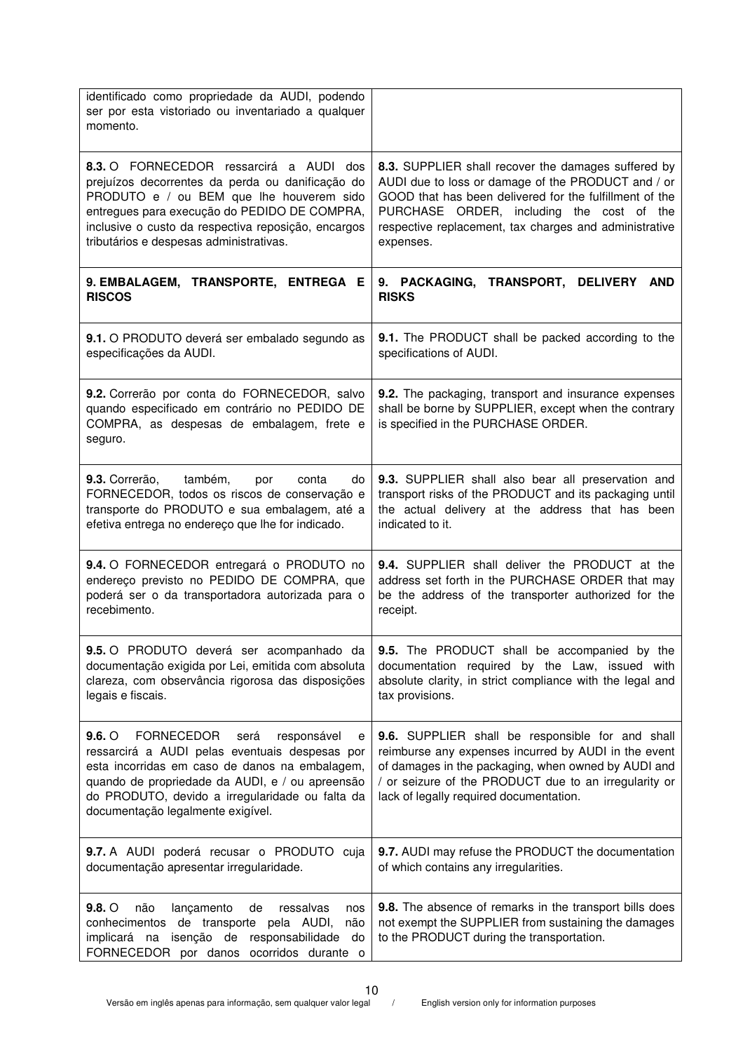| | |
|---|---|
| identificado como propriedade da AUDI, podendo ser por esta vistoriado ou inventariado a qualquer momento. | |
| **8.3.** O FORNECEDOR ressarcirá a AUDI dos prejuízos decorrentes da perda ou danificação do PRODUTO e / ou BEM que lhe houverem sido entregues para execução do PEDIDO DE COMPRA, inclusive o custo da respectiva reposição, encargos tributários e despesas administrativas. | **8.3.** SUPPLIER shall recover the damages suffered by AUDI due to loss or damage of the PRODUCT and / or GOOD that has been delivered for the fulfillment of the PURCHASE ORDER, including the cost of the respective replacement, tax charges and administrative expenses. |
| **9. EMBALAGEM, TRANSPORTE, ENTREGA E RISCOS** | **9. PACKAGING, TRANSPORT, DELIVERY AND RISKS** |
| **9.1.** O PRODUTO deverá ser embalado segundo as especificações da AUDI. | **9.1.** The PRODUCT shall be packed according to the specifications of AUDI. |
| **9.2.** Correrão por conta do FORNECEDOR, salvo quando especificado em contrário no PEDIDO DE COMPRA, as despesas de embalagem, frete e seguro. | **9.2.** The packaging, transport and insurance expenses shall be borne by SUPPLIER, except when the contrary is specified in the PURCHASE ORDER. |
| **9.3.** Correrão, também, por conta do FORNECEDOR, todos os riscos de conservação e transporte do PRODUTO e sua embalagem, até a efetiva entrega no endereço que lhe for indicado. | **9.3.** SUPPLIER shall also bear all preservation and transport risks of the PRODUCT and its packaging until the actual delivery at the address that has been indicated to it. |
| **9.4.** O FORNECEDOR entregará o PRODUTO no endereço previsto no PEDIDO DE COMPRA, que poderá ser o da transportadora autorizada para o recebimento. | **9.4.** SUPPLIER shall deliver the PRODUCT at the address set forth in the PURCHASE ORDER that may be the address of the transporter authorized for the receipt. |
| **9.5.** O PRODUTO deverá ser acompanhado da documentação exigida por Lei, emitida com absoluta clareza, com observância rigorosa das disposições legais e fiscais. | **9.5.** The PRODUCT shall be accompanied by the documentation required by the Law, issued with absolute clarity, in strict compliance with the legal and tax provisions. |
| **9.6.** O FORNECEDOR será responsável e ressarcirá a AUDI pelas eventuais despesas por esta incorridas em caso de danos na embalagem, quando de propriedade da AUDI, e / ou apreensão do PRODUTO, devido a irregularidade ou falta da documentação legalmente exigível. | **9.6.** SUPPLIER shall be responsible for and shall reimburse any expenses incurred by AUDI in the event of damages in the packaging, when owned by AUDI and / or seizure of the PRODUCT due to an irregularity or lack of legally required documentation. |
| **9.7.** A AUDI poderá recusar o PRODUTO cuja documentação apresentar irregularidade. | **9.7.** AUDI may refuse the PRODUCT the documentation of which contains any irregularities. |
| **9.8.** O não lançamento de ressalvas nos conhecimentos de transporte pela AUDI, não implicará na isenção de responsabilidade do FORNECEDOR por danos ocorridos durante o | **9.8.** The absence of remarks in the transport bills does not exempt the SUPPLIER from sustaining the damages to the PRODUCT during the transportation. |

Versão em inglês apenas para informação, sem qualquer valor legal / English version only for information purposes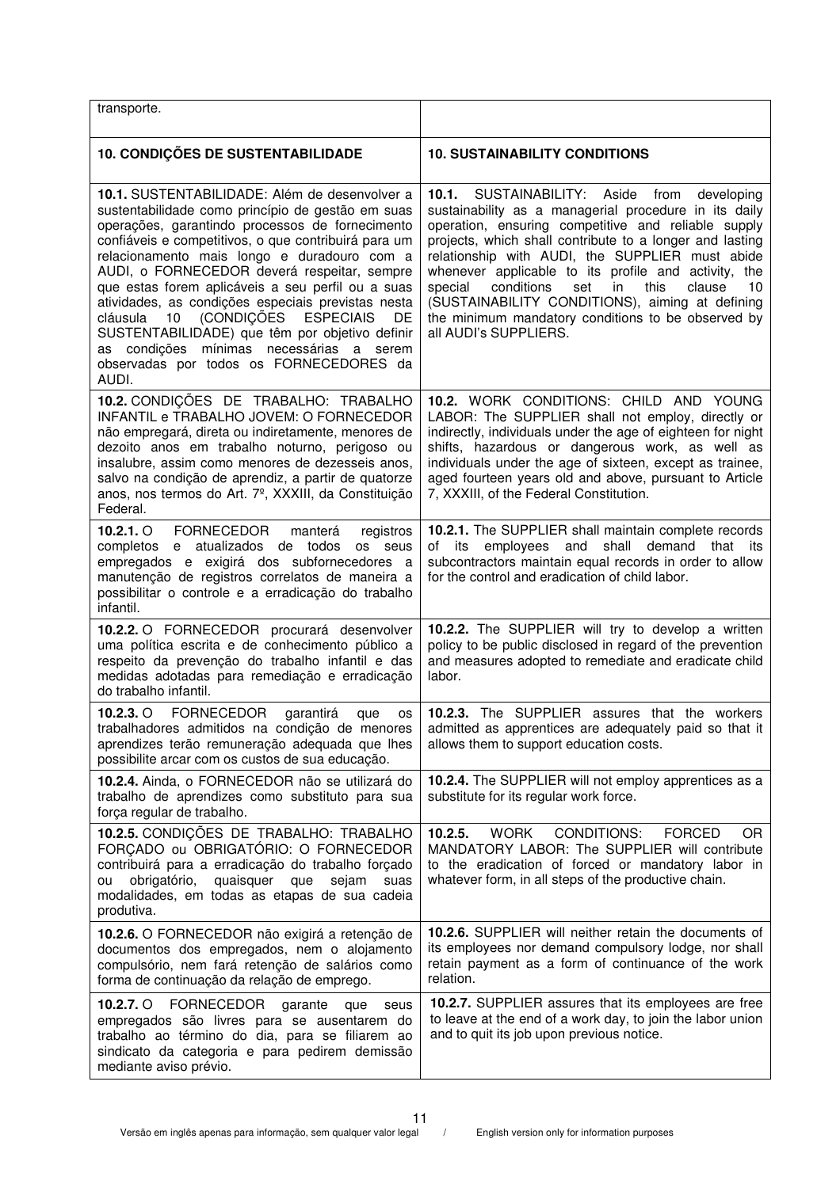| transporte. | |
|---|---|
| **10. CONDIÇÕES DE SUSTENTABILIDADE** | **10. SUSTAINABILITY CONDITIONS** |
| **10.1.** SUSTENTABILIDADE: Além de desenvolver a sustentabilidade como princípio de gestão em suas operações, garantindo processos de fornecimento confiáveis e competitivos, o que contribuirá para um relacionamento mais longo e duradouro com a AUDI, o FORNECEDOR deverá respeitar, sempre que estas forem aplicáveis a seu perfil ou a suas atividades, as condições especiais previstas nesta cláusula 10 (CONDIÇÕES ESPECIAIS DE SUSTENTABILIDADE) que têm por objetivo definir as condições mínimas necessárias a serem observadas por todos os FORNECEDORES da AUDI. | **10.1.** SUSTAINABILITY: Aside from developing sustainability as a managerial procedure in its daily operation, ensuring competitive and reliable supply projects, which shall contribute to a longer and lasting relationship with AUDI, the SUPPLIER must abide whenever applicable to its profile and activity, the special conditions set in this clause 10 (SUSTAINABILITY CONDITIONS), aiming at defining the minimum mandatory conditions to be observed by all AUDI's SUPPLIERS. |
| **10.2.** CONDIÇÕES DE TRABALHO: TRABALHO INFANTIL e TRABALHO JOVEM: O FORNECEDOR não empregará, direta ou indiretamente, menores de dezoito anos em trabalho noturno, perigoso ou insalubre, assim como menores de dezesseis anos, salvo na condição de aprendiz, a partir de quatorze anos, nos termos do Art. 7º, XXXIII, da Constituição Federal. | **10.2.** WORK CONDITIONS: CHILD AND YOUNG LABOR: The SUPPLIER shall not employ, directly or indirectly, individuals under the age of eighteen for night shifts, hazardous or dangerous work, as well as individuals under the age of sixteen, except as trainee, aged fourteen years old and above, pursuant to Article 7, XXXIII, of the Federal Constitution. |
| **10.2.1.** O FORNECEDOR manterá registros completos e atualizados de todos os seus empregados e exigirá dos subfornecedores a manutenção de registros correlatos de maneira a possibilitar o controle e a erradicação do trabalho infantil. | **10.2.1.** The SUPPLIER shall maintain complete records of its employees and shall demand that its subcontractors maintain equal records in order to allow for the control and eradication of child labor. |
| **10.2.2.** O FORNECEDOR procurará desenvolver uma política escrita e de conhecimento público a respeito da prevenção do trabalho infantil e das medidas adotadas para remediação e erradicação do trabalho infantil. | **10.2.2.** The SUPPLIER will try to develop a written policy to be public disclosed in regard of the prevention and measures adopted to remediate and eradicate child labor. |
| **10.2.3.** O FORNECEDOR garantirá que os trabalhadores admitidos na condição de menores aprendizes terão remuneração adequada que lhes possibilite arcar com os custos de sua educação. | **10.2.3.** The SUPPLIER assures that the workers admitted as apprentices are adequately paid so that it allows them to support education costs. |
| **10.2.4.** Ainda, o FORNECEDOR não se utilizará do trabalho de aprendizes como substituto para sua força regular de trabalho. | **10.2.4.** The SUPPLIER will not employ apprentices as a substitute for its regular work force. |
| **10.2.5.** CONDIÇÕES DE TRABALHO: TRABALHO FORÇADO ou OBRIGATÓRIO: O FORNECEDOR contribuirá para a erradicação do trabalho forçado ou obrigatório, quaisquer que sejam suas modalidades, em todas as etapas de sua cadeia produtiva. | **10.2.5.** WORK CONDITIONS: FORCED OR MANDATORY LABOR: The SUPPLIER will contribute to the eradication of forced or mandatory labor in whatever form, in all steps of the productive chain. |
| **10.2.6.** O FORNECEDOR não exigirá a retenção de documentos dos empregados, nem o alojamento compulsório, nem fará retenção de salários como forma de continuação da relação de emprego. | **10.2.6.** SUPPLIER will neither retain the documents of its employees nor demand compulsory lodge, nor shall retain payment as a form of continuance of the work relation. |
| **10.2.7.** O FORNECEDOR garante que seus empregados são livres para se ausentarem do trabalho ao término do dia, para se filiarem ao sindicato da categoria e para pedirem demissão mediante aviso prévio. | **10.2.7.** SUPPLIER assures that its employees are free to leave at the end of a work day, to join the labor union and to quit its job upon previous notice. |

Versão em inglês apenas para informação, sem qualquer valor legal / English version only for information purposes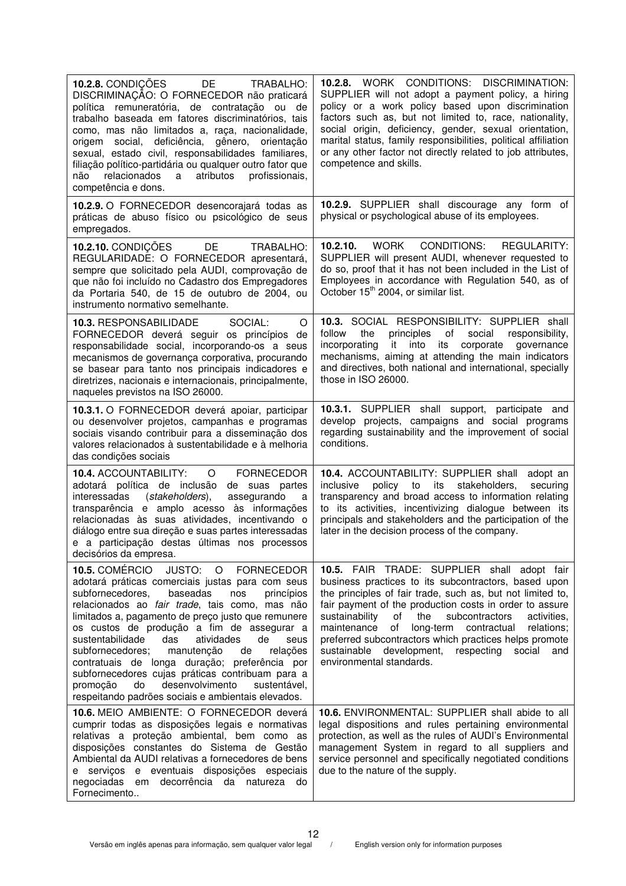| | |
|---|---|
| **10.2.8.** CONDIÇÕES DE TRABALHO: DISCRIMINAÇÃO: O FORNECEDOR não praticará política remuneratória, de contratação ou de trabalho baseada em fatores discriminatórios, tais como, mas não limitados a, raça, nacionalidade, origem social, deficiência, gênero, orientação sexual, estado civil, responsabilidades familiares, filiação político-partidária ou qualquer outro fator que não relacionados a atributos profissionais, competência e dons. | **10.2.8.** WORK CONDITIONS: DISCRIMINATION: SUPPLIER will not adopt a payment policy, a hiring policy or a work policy based upon discrimination factors such as, but not limited to, race, nationality, social origin, deficiency, gender, sexual orientation, marital status, family responsibilities, political affiliation or any other factor not directly related to job attributes, competence and skills. |
| **10.2.9.** O FORNECEDOR desencorajará todas as práticas de abuso físico ou psicológico de seus empregados. | **10.2.9.** SUPPLIER shall discourage any form of physical or psychological abuse of its employees. |
| **10.2.10.** CONDIÇÕES DE TRABALHO: REGULARIDADE: O FORNECEDOR apresentará, sempre que solicitado pela AUDI, comprovação de que não foi incluído no Cadastro dos Empregadores da Portaria 540, de 15 de outubro de 2004, ou instrumento normativo semelhante. | **10.2.10.** WORK CONDITIONS: REGULARITY: SUPPLIER will present AUDI, whenever requested to do so, proof that it has not been included in the List of Employees in accordance with Regulation 540, as of October 15th 2004, or similar list. |
| **10.3.** RESPONSABILIDADE SOCIAL: O FORNECEDOR deverá seguir os princípios de responsabilidade social, incorporando-os a seus mecanismos de governança corporativa, procurando se basear para tanto nos principais indicadores e diretrizes, nacionais e internacionais, principalmente, naqueles previstos na ISO 26000. | **10.3.** SOCIAL RESPONSIBILITY: SUPPLIER shall follow the principles of social responsibility, incorporating it into its corporate governance mechanisms, aiming at attending the main indicators and directives, both national and international, specially those in ISO 26000. |
| **10.3.1.** O FORNECEDOR deverá apoiar, participar ou desenvolver projetos, campanhas e programas sociais visando contribuir para a disseminação dos valores relacionados à sustentabilidade e à melhoria das condições sociais | **10.3.1.** SUPPLIER shall support, participate and develop projects, campaigns and social programs regarding sustainability and the improvement of social conditions. |
| **10.4.** ACCOUNTABILITY: O FORNECEDOR adotará política de inclusão de suas partes interessadas (*stakeholders*), assegurando a transparência e amplo acesso às informações relacionadas às suas atividades, incentivando o diálogo entre sua direção e suas partes interessadas e a participação destas últimas nos processos decisórios da empresa. | **10.4.** ACCOUNTABILITY: SUPPLIER shall adopt an inclusive policy to its stakeholders, securing transparency and broad access to information relating to its activities, incentivizing dialogue between its principals and stakeholders and the participation of the later in the decision process of the company. |
| **10.5.** COMÉRCIO JUSTO: O FORNECEDOR adotará práticas comerciais justas para com seus subfornecedores, baseadas nos princípios relacionados ao *fair trade*, tais como, mas não limitados a, pagamento de preço justo que remunere os custos de produção a fim de assegurar a sustentabilidade das atividades de seus subfornecedores; manutenção de relações contratuais de longa duração; preferência por subfornecedores cujas práticas contribuam para a promoção do desenvolvimento sustentável, respeitando padrões sociais e ambientais elevados. | **10.5.** FAIR TRADE: SUPPLIER shall adopt fair business practices to its subcontractors, based upon the principles of fair trade, such as, but not limited to, fair payment of the production costs in order to assure sustainability of the subcontractors activities, maintenance of long-term contractual relations; preferred subcontractors which practices helps promote sustainable development, respecting social and environmental standards. |
| **10.6.** MEIO AMBIENTE: O FORNECEDOR deverá cumprir todas as disposições legais e normativas relativas a proteção ambiental, bem como as disposições constantes do Sistema de Gestão Ambiental da AUDI relativas a fornecedores de bens e serviços e eventuais disposições especiais negociadas em decorrência da natureza do Fornecimento.. | **10.6.** ENVIRONMENTAL: SUPPLIER shall abide to all legal dispositions and rules pertaining environmental protection, as well as the rules of AUDI's Environmental management System in regard to all suppliers and service personnel and specifically negotiated conditions due to the nature of the supply. |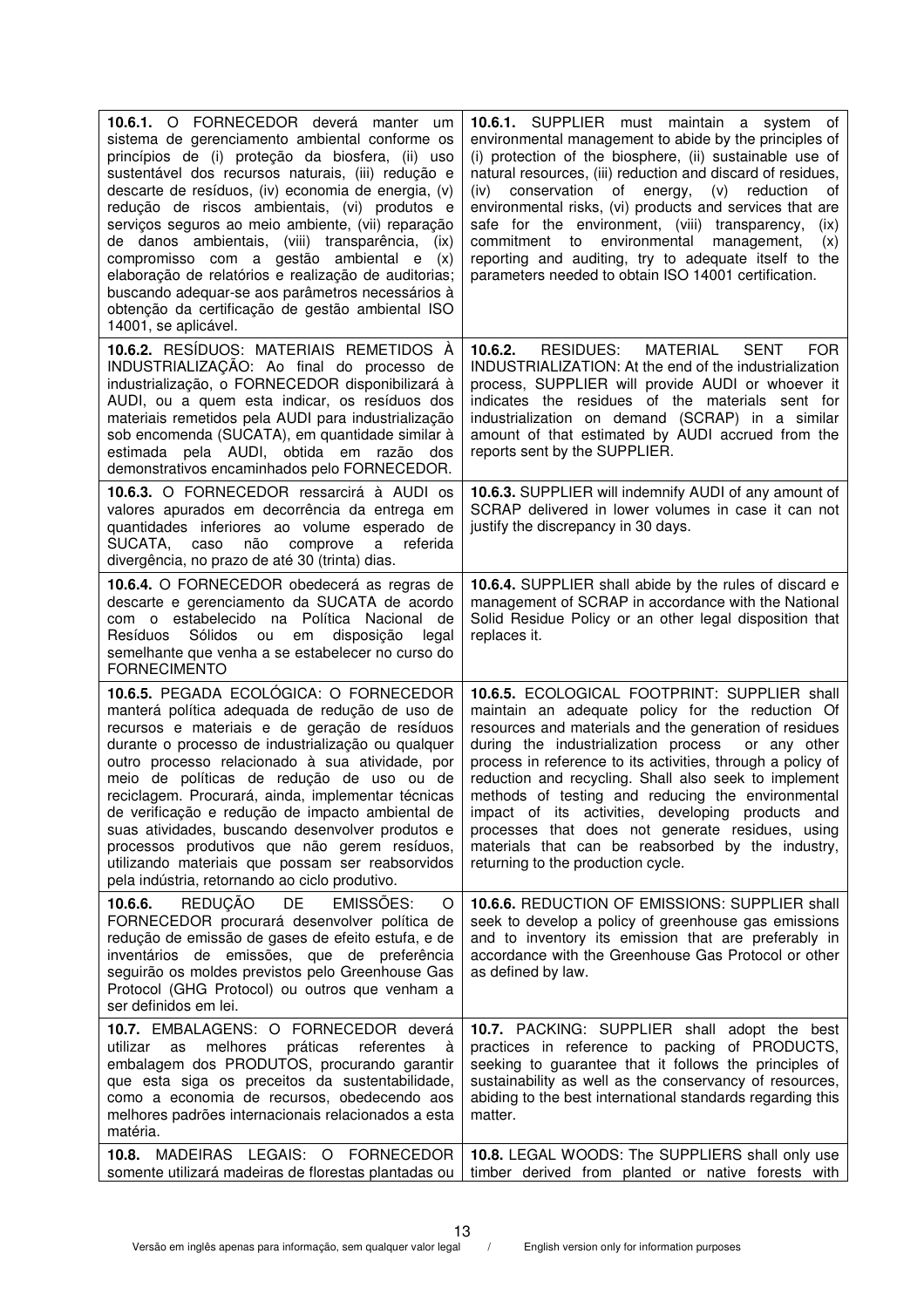| | |
|---|---|
| **10.6.1.** O FORNECEDOR deverá manter um sistema de gerenciamento ambiental conforme os princípios de (i) proteção da biosfera, (ii) uso sustentável dos recursos naturais, (iii) redução e descarte de resíduos, (iv) economia de energia, (v) redução de riscos ambientais, (vi) produtos e serviços seguros ao meio ambiente, (vii) reparação de danos ambientais, (viii) transparência, (ix) compromisso com a gestão ambiental e (x) elaboração de relatórios e realização de auditorias; buscando adequar-se aos parâmetros necessários à obtenção da certificação de gestão ambiental ISO 14001, se aplicável. | **10.6.1.** SUPPLIER must maintain a system of environmental management to abide by the principles of (i) protection of the biosphere, (ii) sustainable use of natural resources, (iii) reduction and discard of residues, (iv) conservation of energy, (v) reduction of environmental risks, (vi) products and services that are safe for the environment, (viii) transparency, (ix) commitment to environmental management, (x) reporting and auditing, try to adequate itself to the parameters needed to obtain ISO 14001 certification. |
| **10.6.2.** RESÍDUOS: MATERIAIS REMETIDOS À INDUSTRIALIZAÇÃO: Ao final do processo de industrialização, o FORNECEDOR disponibilizará à AUDI, ou a quem esta indicar, os resíduos dos materiais remetidos pela AUDI para industrialização sob encomenda (SUCATA), em quantidade similar à estimada pela AUDI, obtida em razão dos demonstrativos encaminhados pelo FORNECEDOR. | **10.6.2.** RESIDUES: MATERIAL SENT FOR INDUSTRIALIZATION: At the end of the industrialization process, SUPPLIER will provide AUDI or whoever it indicates the residues of the materials sent for industrialization on demand (SCRAP) in a similar amount of that estimated by AUDI accrued from the reports sent by the SUPPLIER. |
| **10.6.3.** O FORNECEDOR ressarcirá à AUDI os valores apurados em decorrência da entrega em quantidades inferiores ao volume esperado de SUCATA, caso não comprove a referida divergência, no prazo de até 30 (trinta) dias. | **10.6.3.** SUPPLIER will indemnify AUDI of any amount of SCRAP delivered in lower volumes in case it can not justify the discrepancy in 30 days. |
| **10.6.4.** O FORNECEDOR obedecerá as regras de descarte e gerenciamento da SUCATA de acordo com o estabelecido na Política Nacional de Resíduos Sólidos ou em disposição legal semelhante que venha a se estabelecer no curso do FORNECIMENTO | **10.6.4.** SUPPLIER shall abide by the rules of discard e management of SCRAP in accordance with the National Solid Residue Policy or an other legal disposition that replaces it. |
| **10.6.5.** PEGADA ECOLÓGICA: O FORNECEDOR manterá política adequada de redução de uso de recursos e materiais e de geração de resíduos durante o processo de industrialização ou qualquer outro processo relacionado à sua atividade, por meio de políticas de redução de uso ou de reciclagem. Procurará, ainda, implementar técnicas de verificação e redução de impacto ambiental de suas atividades, buscando desenvolver produtos e processos produtivos que não gerem resíduos, utilizando materiais que possam ser reabsorvidos pela indústria, retornando ao ciclo produtivo. | **10.6.5.** ECOLOGICAL FOOTPRINT: SUPPLIER shall maintain an adequate policy for the reduction Of resources and materials and the generation of residues during the industrialization process or any other process in reference to its activities, through a policy of reduction and recycling. Shall also seek to implement methods of testing and reducing the environmental impact of its activities, developing products and processes that does not generate residues, using materials that can be reabsorbed by the industry, returning to the production cycle. |
| **10.6.6.** REDUÇÃO DE EMISSÕES: O FORNECEDOR procurará desenvolver política de redução de emissão de gases de efeito estufa, e de inventários de emissões, que de preferência seguirão os moldes previstos pelo Greenhouse Gas Protocol (GHG Protocol) ou outros que venham a ser definidos em lei. | **10.6.6.** REDUCTION OF EMISSIONS: SUPPLIER shall seek to develop a policy of greenhouse gas emissions and to inventory its emission that are preferably in accordance with the Greenhouse Gas Protocol or other as defined by law. |
| **10.7.** EMBALAGENS: O FORNECEDOR deverá utilizar as melhores práticas referentes à embalagem dos PRODUTOS, procurando garantir que esta siga os preceitos da sustentabilidade, como a economia de recursos, obedecendo aos melhores padrões internacionais relacionados a esta matéria. | **10.7.** PACKING: SUPPLIER shall adopt the best practices in reference to packing of PRODUCTS, seeking to guarantee that it follows the principles of sustainability as well as the conservancy of resources, abiding to the best international standards regarding this matter. |
| **10.8.** MADEIRAS LEGAIS: O FORNECEDOR somente utilizará madeiras de florestas plantadas ou | **10.8.** LEGAL WOODS: The SUPPLIERS shall only use timber derived from planted or native forests with |

Versão em inglês apenas para informação, sem qualquer valor legal / English version only for information purposes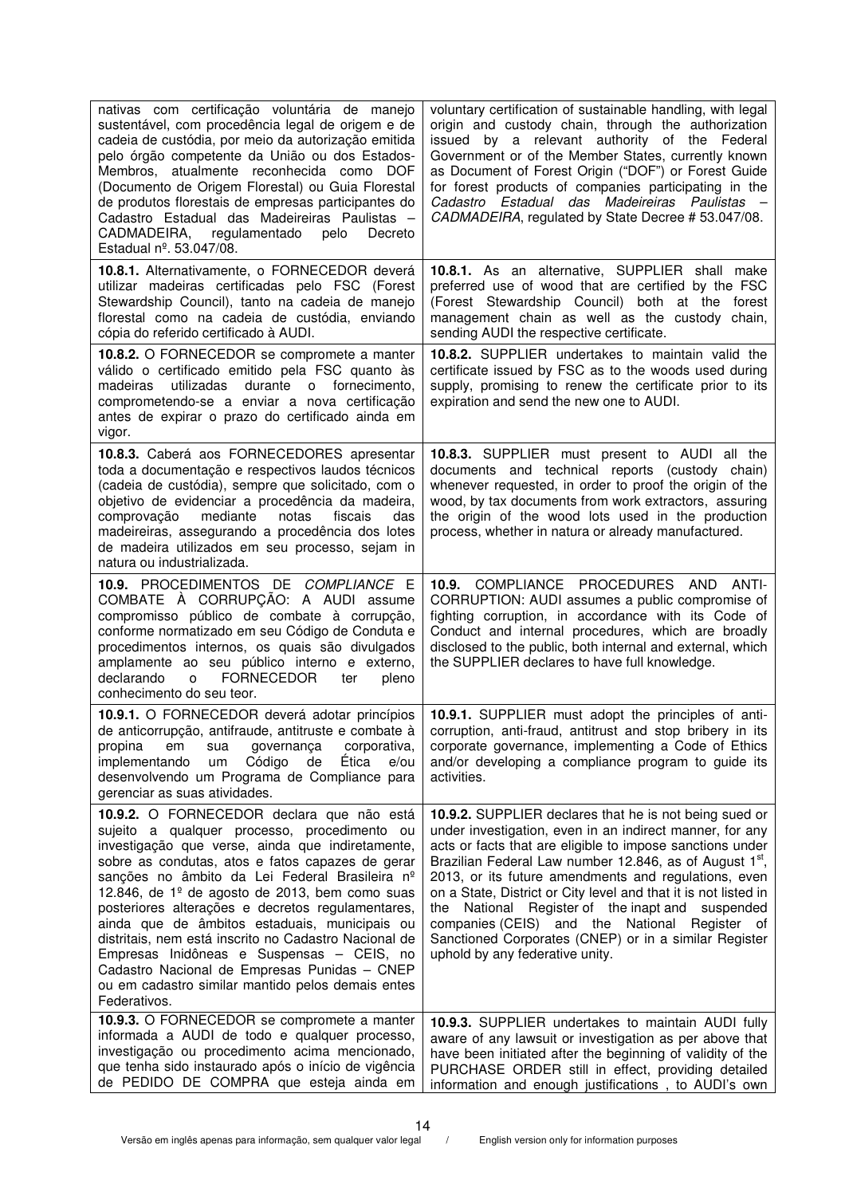| | |
|---|---|
| nativas com certificação voluntária de manejo sustentável, com procedência legal de origem e de cadeia de custódia, por meio da autorização emitida pelo órgão competente da União ou dos Estados-Membros, atualmente reconhecida como DOF (Documento de Origem Florestal) ou Guia Florestal de produtos florestais de empresas participantes do Cadastro Estadual das Madeireiras Paulistas – CADMADEIRA, regulamentado pelo Decreto Estadual nº. 53.047/08. | voluntary certification of sustainable handling, with legal origin and custody chain, through the authorization issued by a relevant authority of the Federal Government or of the Member States, currently known as Document of Forest Origin ("DOF") or Forest Guide for forest products of companies participating in the *Cadastro Estadual das Madeireiras Paulistas – CADMADEIRA*, regulated by State Decree # 53.047/08. |
| **10.8.1.** Alternativamente, o FORNECEDOR deverá utilizar madeiras certificadas pelo FSC (Forest Stewardship Council), tanto na cadeia de manejo florestal como na cadeia de custódia, enviando cópia do referido certificado à AUDI. | **10.8.1.** As an alternative, SUPPLIER shall make preferred use of wood that are certified by the FSC (Forest Stewardship Council) both at the forest management chain as well as the custody chain, sending AUDI the respective certificate. |
| **10.8.2.** O FORNECEDOR se compromete a manter válido o certificado emitido pela FSC quanto às madeiras utilizadas durante o fornecimento, comprometendo-se a enviar a nova certificação antes de expirar o prazo do certificado ainda em vigor. | **10.8.2.** SUPPLIER undertakes to maintain valid the certificate issued by FSC as to the woods used during supply, promising to renew the certificate prior to its expiration and send the new one to AUDI. |
| **10.8.3.** Caberá aos FORNECEDORES apresentar toda a documentação e respectivos laudos técnicos (cadeia de custódia), sempre que solicitado, com o objetivo de evidenciar a procedência da madeira, comprovação mediante notas fiscais das madeireiras, assegurando a procedência dos lotes de madeira utilizados em seu processo, sejam in natura ou industrializada. | **10.8.3.** SUPPLIER must present to AUDI all the documents and technical reports (custody chain) whenever requested, in order to proof the origin of the wood, by tax documents from work extractors, assuring the origin of the wood lots used in the production process, whether in natura or already manufactured. |
| **10.9.** PROCEDIMENTOS DE *COMPLIANCE* E COMBATE À CORRUPÇÃO: A AUDI assume compromisso público de combate à corrupção, conforme normatizado em seu Código de Conduta e procedimentos internos, os quais são divulgados amplamente ao seu público interno e externo, declarando o FORNECEDOR ter pleno conhecimento do seu teor. | **10.9.** COMPLIANCE PROCEDURES AND ANTI-CORRUPTION: AUDI assumes a public compromise of fighting corruption, in accordance with its Code of Conduct and internal procedures, which are broadly disclosed to the public, both internal and external, which the SUPPLIER declares to have full knowledge. |
| **10.9.1.** O FORNECEDOR deverá adotar princípios de anticorrupção, antifraude, antitruste e combate à propina em sua governança corporativa, implementando um Código de Ética e/ou desenvolvendo um Programa de Compliance para gerenciar as suas atividades. | **10.9.1.** SUPPLIER must adopt the principles of anti-corruption, anti-fraud, antitrust and stop bribery in its corporate governance, implementing a Code of Ethics and/or developing a compliance program to guide its activities. |
| **10.9.2.** O FORNECEDOR declara que não está sujeito a qualquer processo, procedimento ou investigação que verse, ainda que indiretamente, sobre as condutas, atos e fatos capazes de gerar sanções no âmbito da Lei Federal Brasileira nº 12.846, de 1º de agosto de 2013, bem como suas posteriores alterações e decretos regulamentares, ainda que de âmbitos estaduais, municipais ou distritais, nem está inscrito no Cadastro Nacional de Empresas Inidôneas e Suspensas – CEIS, no Cadastro Nacional de Empresas Punidas – CNEP ou em cadastro similar mantido pelos demais entes Federativos. | **10.9.2.** SUPPLIER declares that he is not being sued or under investigation, even in an indirect manner, for any acts or facts that are eligible to impose sanctions under Brazilian Federal Law number 12.846, as of August 1st, 2013, or its future amendments and regulations, even on a State, District or City level and that it is not listed in the National Register of the inapt and suspended companies (CEIS) and the National Register of Sanctioned Corporates (CNEP) or in a similar Register uphold by any federative unity. |
| **10.9.3.** O FORNECEDOR se compromete a manter informada a AUDI de todo e qualquer processo, investigação ou procedimento acima mencionado, que tenha sido instaurado após o início de vigência de PEDIDO DE COMPRA que esteja ainda em | **10.9.3.** SUPPLIER undertakes to maintain AUDI fully aware of any lawsuit or investigation as per above that have been initiated after the beginning of validity of the PURCHASE ORDER still in effect, providing detailed information and enough justifications , to AUDI's own |

Versão em inglês apenas para informação, sem qualquer valor legal / English version only for information purposes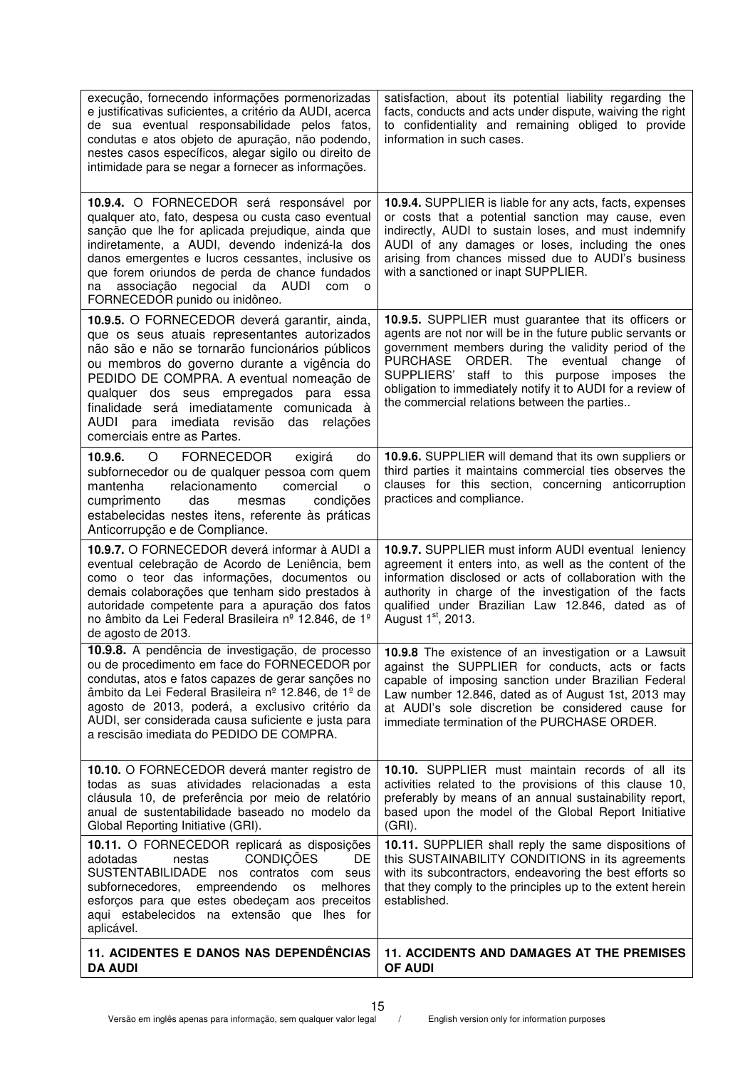| | |
|---|---|
| execução, fornecendo informações pormenorizadas e justificativas suficientes, a critério da AUDI, acerca de sua eventual responsabilidade pelos fatos, condutas e atos objeto de apuração, não podendo, nestes casos específicos, alegar sigilo ou direito de intimidade para se negar a fornecer as informações. | satisfaction, about its potential liability regarding the facts, conducts and acts under dispute, waiving the right to confidentiality and remaining obliged to provide information in such cases. |
| **10.9.4.** O FORNECEDOR será responsável por qualquer ato, fato, despesa ou custa caso eventual sanção que lhe for aplicada prejudique, ainda que indiretamente, a AUDI, devendo indenizá-la dos danos emergentes e lucros cessantes, inclusive os que forem oriundos de perda de chance fundados na associação negocial da AUDI com o FORNECEDOR punido ou inidôneo. | **10.9.4.** SUPPLIER is liable for any acts, facts, expenses or costs that a potential sanction may cause, even indirectly, AUDI to sustain loses, and must indemnify AUDI of any damages or loses, including the ones arising from chances missed due to AUDI's business with a sanctioned or inapt SUPPLIER. |
| **10.9.5.** O FORNECEDOR deverá garantir, ainda, que os seus atuais representantes autorizados não são e não se tornarão funcionários públicos ou membros do governo durante a vigência do PEDIDO DE COMPRA. A eventual nomeação de qualquer dos seus empregados para essa finalidade será imediatamente comunicada à AUDI para imediata revisão das relações comerciais entre as Partes. | **10.9.5.** SUPPLIER must guarantee that its officers or agents are not nor will be in the future public servants or government members during the validity period of the PURCHASE ORDER. The eventual change of SUPPLIERS' staff to this purpose imposes the obligation to immediately notify it to AUDI for a review of the commercial relations between the parties.. |
| **10.9.6.** O FORNECEDOR exigirá do subfornecedor ou de qualquer pessoa com quem mantenha relacionamento comercial o cumprimento das mesmas condições estabelecidas nestes itens, referente às práticas Anticorrupção e de Compliance. | **10.9.6.** SUPPLIER will demand that its own suppliers or third parties it maintains commercial ties observes the clauses for this section, concerning anticorruption practices and compliance. |
| **10.9.7.** O FORNECEDOR deverá informar à AUDI a eventual celebração de Acordo de Leniência, bem como o teor das informações, documentos ou demais colaborações que tenham sido prestados à autoridade competente para a apuração dos fatos no âmbito da Lei Federal Brasileira nº 12.846, de 1º de agosto de 2013. | **10.9.7.** SUPPLIER must inform AUDI eventual leniency agreement it enters into, as well as the content of the information disclosed or acts of collaboration with the authority in charge of the investigation of the facts qualified under Brazilian Law 12.846, dated as of August 1st, 2013. |
| **10.9.8.** A pendência de investigação, de processo ou de procedimento em face do FORNECEDOR por condutas, atos e fatos capazes de gerar sanções no âmbito da Lei Federal Brasileira nº 12.846, de 1º de agosto de 2013, poderá, a exclusivo critério da AUDI, ser considerada causa suficiente e justa para a rescisão imediata do PEDIDO DE COMPRA. | **10.9.8** The existence of an investigation or a Lawsuit against the SUPPLIER for conducts, acts or facts capable of imposing sanction under Brazilian Federal Law number 12.846, dated as of August 1st, 2013 may at AUDI's sole discretion be considered cause for immediate termination of the PURCHASE ORDER. |
| **10.10.** O FORNECEDOR deverá manter registro de todas as suas atividades relacionadas a esta cláusula 10, de preferência por meio de relatório anual de sustentabilidade baseado no modelo da Global Reporting Initiative (GRI). | **10.10.** SUPPLIER must maintain records of all its activities related to the provisions of this clause 10, preferably by means of an annual sustainability report, based upon the model of the Global Report Initiative (GRI). |
| **10.11.** O FORNECEDOR replicará as disposições adotadas nestas CONDIÇÕES DE SUSTENTABILIDADE nos contratos com seus subfornecedores, empreendendo os melhores esforços para que estes obedeçam aos preceitos aqui estabelecidos na extensão que lhes for aplicável. | **10.11.** SUPPLIER shall reply the same dispositions of this SUSTAINABILITY CONDITIONS in its agreements with its subcontractors, endeavoring the best efforts so that they comply to the principles up to the extent herein established. |
| **11. ACIDENTES E DANOS NAS DEPENDÊNCIAS DA AUDI** | **11. ACCIDENTS AND DAMAGES AT THE PREMISES OF AUDI** |

Versão em inglês apenas para informação, sem qualquer valor legal / English version only for information purposes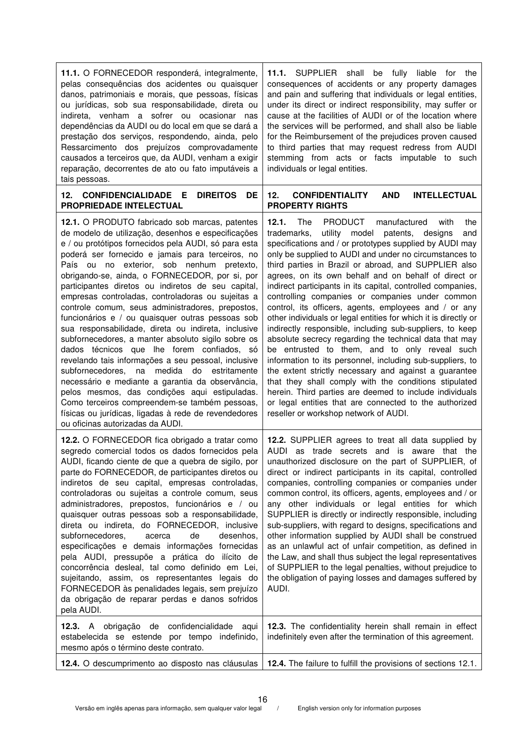| | |
|---|---|
| **11.1.** O FORNECEDOR responderá, integralmente, pelas consequências dos acidentes ou quaisquer danos, patrimoniais e morais, que pessoas, físicas ou jurídicas, sob sua responsabilidade, direta ou indireta, venham a sofrer ou ocasionar nas dependências da AUDI ou do local em que se dará a prestação dos serviços, respondendo, ainda, pelo Ressarcimento dos prejuízos comprovadamente causados a terceiros que, da AUDI, venham a exigir reparação, decorrentes de ato ou fato imputáveis a tais pessoas. | **11.1.** SUPPLIER shall be fully liable for the consequences of accidents or any property damages and pain and suffering that individuals or legal entities, under its direct or indirect responsibility, may suffer or cause at the facilities of AUDI or of the location where the services will be performed, and shall also be liable for the Reimbursement of the prejudices proven caused to third parties that may request redress from AUDI stemming from acts or facts imputable to such individuals or legal entities. |
| **12. CONFIDENCIALIDADE E DIREITOS DE PROPRIEDADE INTELECTUAL** | **12. CONFIDENTIALITY AND INTELLECTUAL PROPERTY RIGHTS** |
| **12.1.** O PRODUTO fabricado sob marcas, patentes de modelo de utilização, desenhos e especificações e / ou protótipos fornecidos pela AUDI, só para esta poderá ser fornecido e jamais para terceiros, no País ou no exterior, sob nenhum pretexto, obrigando-se, ainda, o FORNECEDOR, por si, por participantes diretos ou indiretos de seu capital, empresas controladas, controladoras ou sujeitas a controle comum, seus administradores, prepostos, funcionários e / ou quaisquer outras pessoas sob sua responsabilidade, direta ou indireta, inclusive subfornecedores, a manter absoluto sigilo sobre os dados técnicos que lhe forem confiados, só revelando tais informações a seu pessoal, inclusive subfornecedores, na medida do estritamente necessário e mediante a garantia da observância, pelos mesmos, das condições aqui estipuladas. Como terceiros compreendem-se também pessoas, físicas ou jurídicas, ligadas à rede de revendedores ou oficinas autorizadas da AUDI. | **12.1.** The PRODUCT manufactured with the trademarks, utility model patents, designs and specifications and / or prototypes supplied by AUDI may only be supplied to AUDI and under no circumstances to third parties in Brazil or abroad, and SUPPLIER also agrees, on its own behalf and on behalf of direct or indirect participants in its capital, controlled companies, controlling companies or companies under common control, its officers, agents, employees and / or any other individuals or legal entities for which it is directly or indirectly responsible, including sub-suppliers, to keep absolute secrecy regarding the technical data that may be entrusted to them, and to only reveal such information to its personnel, including sub-suppliers, to the extent strictly necessary and against a guarantee that they shall comply with the conditions stipulated herein. Third parties are deemed to include individuals or legal entities that are connected to the authorized reseller or workshop network of AUDI. |
| **12.2.** O FORNECEDOR fica obrigado a tratar como segredo comercial todos os dados fornecidos pela AUDI, ficando ciente de que a quebra de sigilo, por parte do FORNECEDOR, de participantes diretos ou indiretos de seu capital, empresas controladas, controladoras ou sujeitas a controle comum, seus administradores, prepostos, funcionários e / ou quaisquer outras pessoas sob a responsabilidade, direta ou indireta, do FORNECEDOR, inclusive subfornecedores, acerca de desenhos, especificações e demais informações fornecidas pela AUDI, pressupõe a prática do ilícito de concorrência desleal, tal como definido em Lei, sujeitando, assim, os representantes legais do FORNECEDOR às penalidades legais, sem prejuízo da obrigação de reparar perdas e danos sofridos pela AUDI. | **12.2.** SUPPLIER agrees to treat all data supplied by AUDI as trade secrets and is aware that the unauthorized disclosure on the part of SUPPLIER, of direct or indirect participants in its capital, controlled companies, controlling companies or companies under common control, its officers, agents, employees and / or any other individuals or legal entities for which SUPPLIER is directly or indirectly responsible, including sub-suppliers, with regard to designs, specifications and other information supplied by AUDI shall be construed as an unlawful act of unfair competition, as defined in the Law, and shall thus subject the legal representatives of SUPPLIER to the legal penalties, without prejudice to the obligation of paying losses and damages suffered by AUDI. |
| **12.3.** A obrigação de confidencialidade aqui estabelecida se estende por tempo indefinido, mesmo após o término deste contrato. | **12.3.** The confidentiality herein shall remain in effect indefinitely even after the termination of this agreement. |
| **12.4.** O descumprimento ao disposto nas cláusulas | **12.4.** The failure to fulfill the provisions of sections 12.1. |

Versão em inglês apenas para informação, sem qualquer valor legal / English version only for information purposes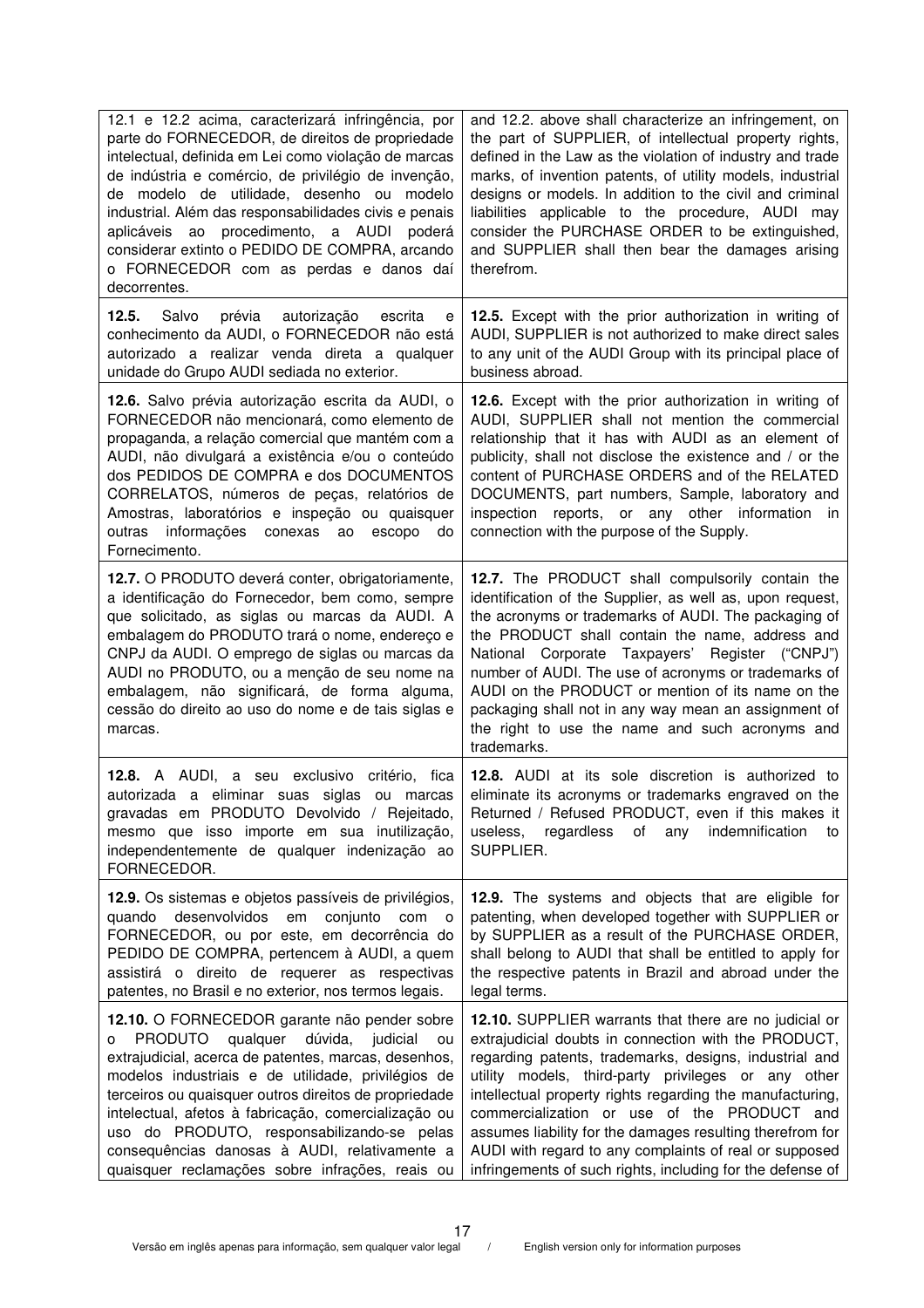| | |
|---|---|
| 12.1 e 12.2 acima, caracterizará infringência, por parte do FORNECEDOR, de direitos de propriedade intelectual, definida em Lei como violação de marcas de indústria e comércio, de privilégio de invenção, de modelo de utilidade, desenho ou modelo industrial. Além das responsabilidades civis e penais aplicáveis ao procedimento, a AUDI poderá considerar extinto o PEDIDO DE COMPRA, arcando o FORNECEDOR com as perdas e danos daí decorrentes. | and 12.2. above shall characterize an infringement, on the part of SUPPLIER, of intellectual property rights, defined in the Law as the violation of industry and trade marks, of invention patents, of utility models, industrial designs or models. In addition to the civil and criminal liabilities applicable to the procedure, AUDI may consider the PURCHASE ORDER to be extinguished, and SUPPLIER shall then bear the damages arising therefrom. |
| **12.5.** Salvo prévia autorização escrita e conhecimento da AUDI, o FORNECEDOR não está autorizado a realizar venda direta a qualquer unidade do Grupo AUDI sediada no exterior. | **12.5.** Except with the prior authorization in writing of AUDI, SUPPLIER is not authorized to make direct sales to any unit of the AUDI Group with its principal place of business abroad. |
| **12.6.** Salvo prévia autorização escrita da AUDI, o FORNECEDOR não mencionará, como elemento de propaganda, a relação comercial que mantém com a AUDI, não divulgará a existência e/ou o conteúdo dos PEDIDOS DE COMPRA e dos DOCUMENTOS CORRELATOS, números de peças, relatórios de Amostras, laboratórios e inspeção ou quaisquer outras informações conexas ao escopo do Fornecimento. | **12.6.** Except with the prior authorization in writing of AUDI, SUPPLIER shall not mention the commercial relationship that it has with AUDI as an element of publicity, shall not disclose the existence and / or the content of PURCHASE ORDERS and of the RELATED DOCUMENTS, part numbers, Sample, laboratory and inspection reports, or any other information in connection with the purpose of the Supply. |
| **12.7.** O PRODUTO deverá conter, obrigatoriamente, a identificação do Fornecedor, bem como, sempre que solicitado, as siglas ou marcas da AUDI. A embalagem do PRODUTO trará o nome, endereço e CNPJ da AUDI. O emprego de siglas ou marcas da AUDI no PRODUTO, ou a menção de seu nome na embalagem, não significará, de forma alguma, cessão do direito ao uso do nome e de tais siglas e marcas. | **12.7.** The PRODUCT shall compulsorily contain the identification of the Supplier, as well as, upon request, the acronyms or trademarks of AUDI. The packaging of the PRODUCT shall contain the name, address and National Corporate Taxpayers' Register ("CNPJ") number of AUDI. The use of acronyms or trademarks of AUDI on the PRODUCT or mention of its name on the packaging shall not in any way mean an assignment of the right to use the name and such acronyms and trademarks. |
| **12.8.** A AUDI, a seu exclusivo critério, fica autorizada a eliminar suas siglas ou marcas gravadas em PRODUTO Devolvido / Rejeitado, mesmo que isso importe em sua inutilização, independentemente de qualquer indenização ao FORNECEDOR. | **12.8.** AUDI at its sole discretion is authorized to eliminate its acronyms or trademarks engraved on the Returned / Refused PRODUCT, even if this makes it useless, regardless of any indemnification to SUPPLIER. |
| **12.9.** Os sistemas e objetos passíveis de privilégios, quando desenvolvidos em conjunto com o FORNECEDOR, ou por este, em decorrência do PEDIDO DE COMPRA, pertencem à AUDI, a quem assistirá o direito de requerer as respectivas patentes, no Brasil e no exterior, nos termos legais. | **12.9.** The systems and objects that are eligible for patenting, when developed together with SUPPLIER or by SUPPLIER as a result of the PURCHASE ORDER, shall belong to AUDI that shall be entitled to apply for the respective patents in Brazil and abroad under the legal terms. |
| **12.10.** O FORNECEDOR garante não pender sobre o PRODUTO qualquer dúvida, judicial ou extrajudicial, acerca de patentes, marcas, desenhos, modelos industriais e de utilidade, privilégios de terceiros ou quaisquer outros direitos de propriedade intelectual, afetos à fabricação, comercialização ou uso do PRODUTO, responsabilizando-se pelas consequências danosas à AUDI, relativamente a quaisquer reclamações sobre infrações, reais ou | **12.10.** SUPPLIER warrants that there are no judicial or extrajudicial doubts in connection with the PRODUCT, regarding patents, trademarks, designs, industrial and utility models, third-party privileges or any other intellectual property rights regarding the manufacturing, commercialization or use of the PRODUCT and assumes liability for the damages resulting therefrom for AUDI with regard to any complaints of real or supposed infringements of such rights, including for the defense of |

Versão em inglês apenas para informação, sem qualquer valor legal / English version only for information purposes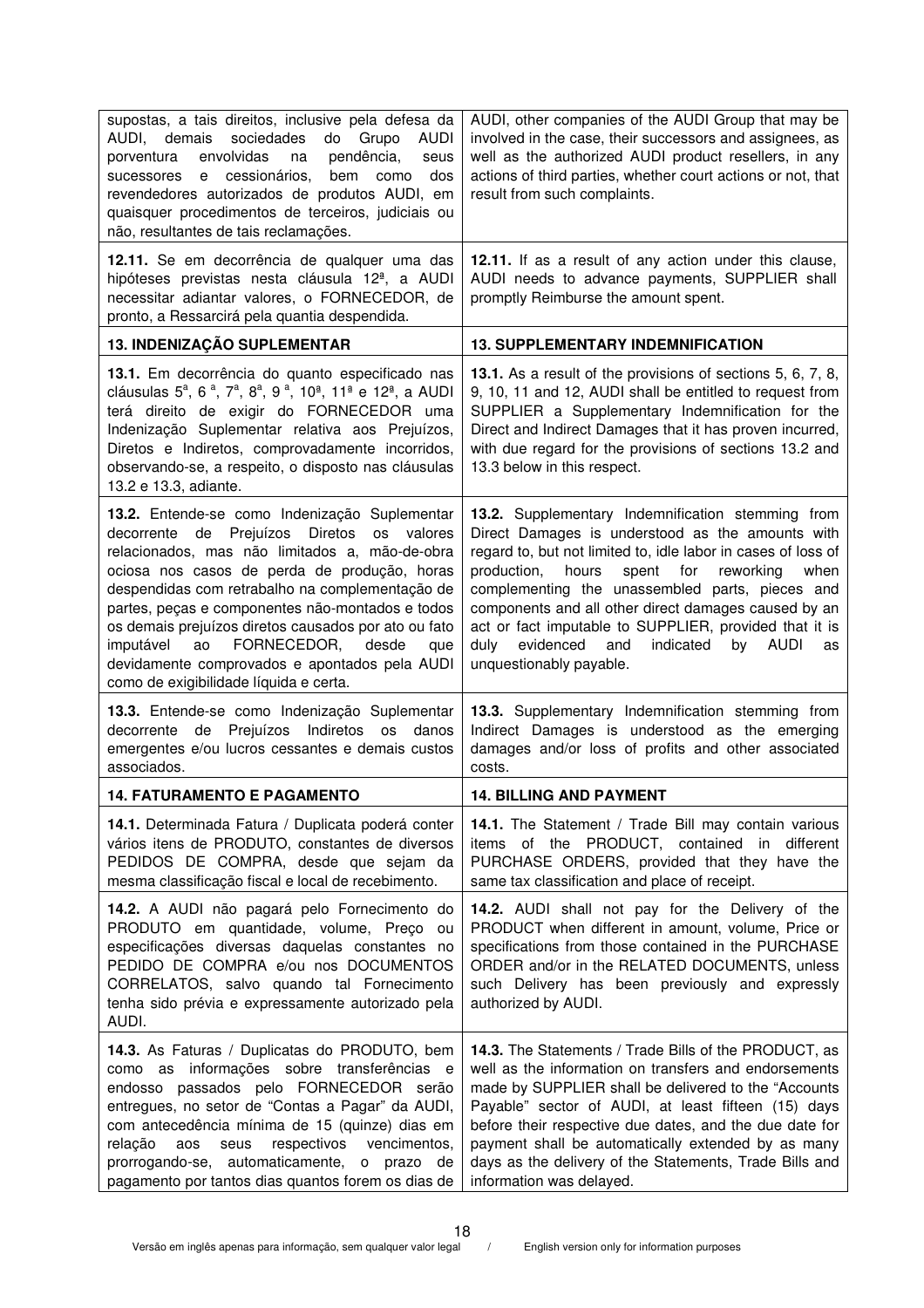| | |
|---|---|
| supostas, a tais direitos, inclusive pela defesa da AUDI, demais sociedades do Grupo AUDI porventura envolvidas na pendência, seus sucessores e cessionários, bem como dos revendedores autorizados de produtos AUDI, em quaisquer procedimentos de terceiros, judiciais ou não, resultantes de tais reclamações. | AUDI, other companies of the AUDI Group that may be involved in the case, their successors and assignees, as well as the authorized AUDI product resellers, in any actions of third parties, whether court actions or not, that result from such complaints. |
| **12.11.** Se em decorrência de qualquer uma das hipóteses previstas nesta cláusula 12ª, a AUDI necessitar adiantar valores, o FORNECEDOR, de pronto, a Ressarcirá pela quantia despendida. | **12.11.** If as a result of any action under this clause, AUDI needs to advance payments, SUPPLIER shall promptly Reimburse the amount spent. |
| **13. INDENIZAÇÃO SUPLEMENTAR** | **13. SUPPLEMENTARY INDEMNIFICATION** |
| **13.1.** Em decorrência do quanto especificado nas cláusulas 5ª, 6 ª, 7ª, 8ª, 9 ª, 10ª, 11ª e 12ª, a AUDI terá direito de exigir do FORNECEDOR uma Indenização Suplementar relativa aos Prejuízos, Diretos e Indiretos, comprovadamente incorridos, observando-se, a respeito, o disposto nas cláusulas 13.2 e 13.3, adiante. | **13.1.** As a result of the provisions of sections 5, 6, 7, 8, 9, 10, 11 and 12, AUDI shall be entitled to request from SUPPLIER a Supplementary Indemnification for the Direct and Indirect Damages that it has proven incurred, with due regard for the provisions of sections 13.2 and 13.3 below in this respect. |
| **13.2.** Entende-se como Indenização Suplementar decorrente de Prejuízos Diretos os valores relacionados, mas não limitados a, mão-de-obra ociosa nos casos de perda de produção, horas despendidas com retrabalho na complementação de partes, peças e componentes não-montados e todos os demais prejuízos diretos causados por ato ou fato imputável ao FORNECEDOR, desde que devidamente comprovados e apontados pela AUDI como de exigibilidade líquida e certa. | **13.2.** Supplementary Indemnification stemming from Direct Damages is understood as the amounts with regard to, but not limited to, idle labor in cases of loss of production, hours spent for reworking when complementing the unassembled parts, pieces and components and all other direct damages caused by an act or fact imputable to SUPPLIER, provided that it is duly evidenced and indicated by AUDI as unquestionably payable. |
| **13.3.** Entende-se como Indenização Suplementar decorrente de Prejuízos Indiretos os danos emergentes e/ou lucros cessantes e demais custos associados. | **13.3.** Supplementary Indemnification stemming from Indirect Damages is understood as the emerging damages and/or loss of profits and other associated costs. |
| **14. FATURAMENTO E PAGAMENTO** | **14. BILLING AND PAYMENT** |
| **14.1.** Determinada Fatura / Duplicata poderá conter vários itens de PRODUTO, constantes de diversos PEDIDOS DE COMPRA, desde que sejam da mesma classificação fiscal e local de recebimento. | **14.1.** The Statement / Trade Bill may contain various items of the PRODUCT, contained in different PURCHASE ORDERS, provided that they have the same tax classification and place of receipt. |
| **14.2.** A AUDI não pagará pelo Fornecimento do PRODUTO em quantidade, volume, Preço ou especificações diversas daquelas constantes no PEDIDO DE COMPRA e/ou nos DOCUMENTOS CORRELATOS, salvo quando tal Fornecimento tenha sido prévia e expressamente autorizado pela AUDI. | **14.2.** AUDI shall not pay for the Delivery of the PRODUCT when different in amount, volume, Price or specifications from those contained in the PURCHASE ORDER and/or in the RELATED DOCUMENTS, unless such Delivery has been previously and expressly authorized by AUDI. |
| **14.3.** As Faturas / Duplicatas do PRODUTO, bem como as informações sobre transferências e endosso passados pelo FORNECEDOR serão entregues, no setor de "Contas a Pagar" da AUDI, com antecedência mínima de 15 (quinze) dias em relação aos seus respectivos vencimentos, prorrogando-se, automaticamente, o prazo de pagamento por tantos dias quantos forem os dias de | **14.3.** The Statements / Trade Bills of the PRODUCT, as well as the information on transfers and endorsements made by SUPPLIER shall be delivered to the "Accounts Payable" sector of AUDI, at least fifteen (15) days before their respective due dates, and the due date for payment shall be automatically extended by as many days as the delivery of the Statements, Trade Bills and information was delayed. |

Versão em inglês apenas para informação, sem qualquer valor legal / English version only for information purposes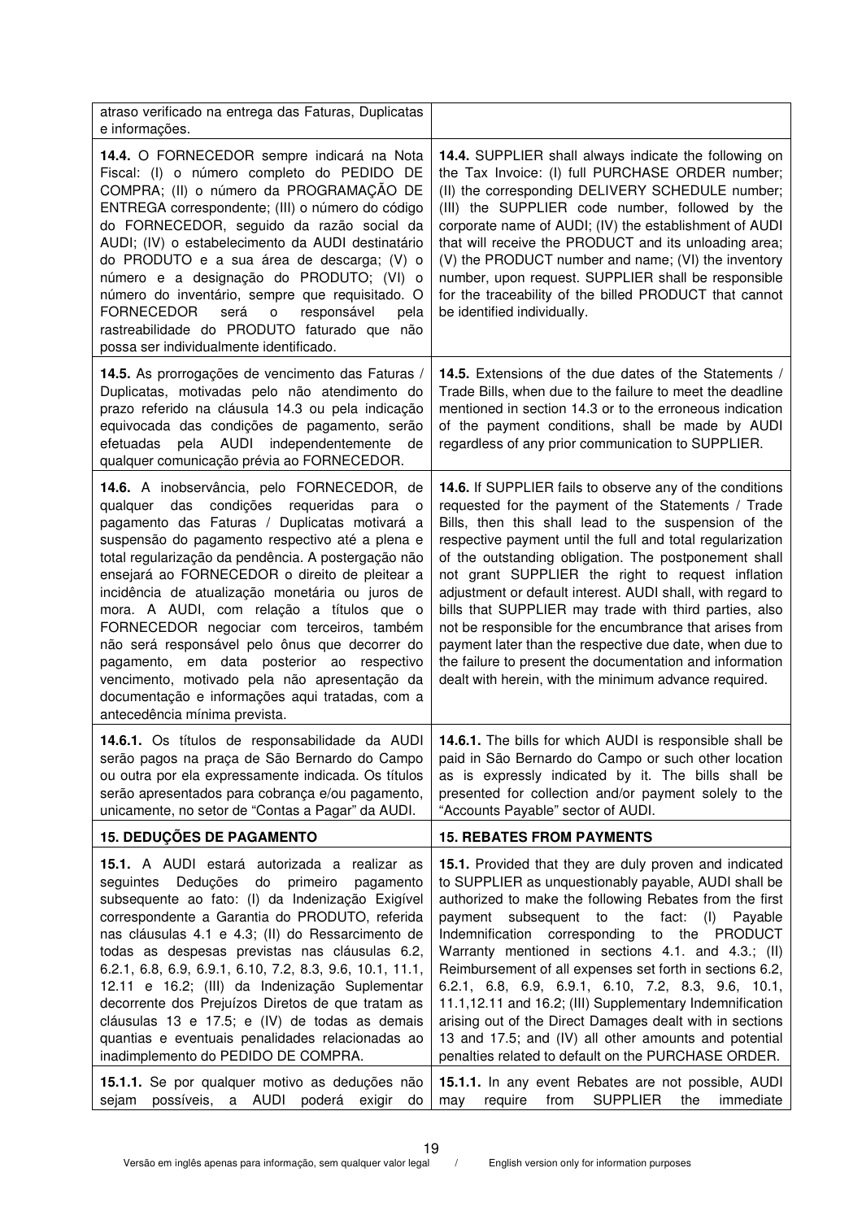| | |
|---|---|
| atraso verificado na entrega das Faturas, Duplicatas e informações. | |
| **14.4.** O FORNECEDOR sempre indicará na Nota Fiscal: (I) o número completo do PEDIDO DE COMPRA; (II) o número da PROGRAMAÇÃO DE ENTREGA correspondente; (III) o número do código do FORNECEDOR, seguido da razão social da AUDI; (IV) o estabelecimento da AUDI destinatário do PRODUTO e a sua área de descarga; (V) o número e a designação do PRODUTO; (VI) o número do inventário, sempre que requisitado. O FORNECEDOR será o responsável pela rastreabilidade do PRODUTO faturado que não possa ser individualmente identificado. | **14.4.** SUPPLIER shall always indicate the following on the Tax Invoice: (I) full PURCHASE ORDER number; (II) the corresponding DELIVERY SCHEDULE number; (III) the SUPPLIER code number, followed by the corporate name of AUDI; (IV) the establishment of AUDI that will receive the PRODUCT and its unloading area; (V) the PRODUCT number and name; (VI) the inventory number, upon request. SUPPLIER shall be responsible for the traceability of the billed PRODUCT that cannot be identified individually. |
| **14.5.** As prorrogações de vencimento das Faturas / Duplicatas, motivadas pelo não atendimento do prazo referido na cláusula 14.3 ou pela indicação equivocada das condições de pagamento, serão efetuadas pela AUDI independentemente de qualquer comunicação prévia ao FORNECEDOR. | **14.5.** Extensions of the due dates of the Statements / Trade Bills, when due to the failure to meet the deadline mentioned in section 14.3 or to the erroneous indication of the payment conditions, shall be made by AUDI regardless of any prior communication to SUPPLIER. |
| **14.6.** A inobservância, pelo FORNECEDOR, de qualquer das condições requeridas para o pagamento das Faturas / Duplicatas motivará a suspensão do pagamento respectivo até a plena e total regularização da pendência. A postergação não ensejará ao FORNECEDOR o direito de pleitear a incidência de atualização monetária ou juros de mora. A AUDI, com relação a títulos que o FORNECEDOR negociar com terceiros, também não será responsável pelo ônus que decorrer do pagamento, em data posterior ao respectivo vencimento, motivado pela não apresentação da documentação e informações aqui tratadas, com a antecedência mínima prevista. | **14.6.** If SUPPLIER fails to observe any of the conditions requested for the payment of the Statements / Trade Bills, then this shall lead to the suspension of the respective payment until the full and total regularization of the outstanding obligation. The postponement shall not grant SUPPLIER the right to request inflation adjustment or default interest. AUDI shall, with regard to bills that SUPPLIER may trade with third parties, also not be responsible for the encumbrance that arises from payment later than the respective due date, when due to the failure to present the documentation and information dealt with herein, with the minimum advance required. |
| **14.6.1.** Os títulos de responsabilidade da AUDI serão pagos na praça de São Bernardo do Campo ou outra por ela expressamente indicada. Os títulos serão apresentados para cobrança e/ou pagamento, unicamente, no setor de "Contas a Pagar" da AUDI. | **14.6.1.** The bills for which AUDI is responsible shall be paid in São Bernardo do Campo or such other location as is expressly indicated by it. The bills shall be presented for collection and/or payment solely to the "Accounts Payable" sector of AUDI. |
| **15. DEDUÇÕES DE PAGAMENTO** | **15. REBATES FROM PAYMENTS** |
| **15.1.** A AUDI estará autorizada a realizar as seguintes Deduções do primeiro pagamento subsequente ao fato: (I) da Indenização Exigível correspondente a Garantia do PRODUTO, referida nas cláusulas 4.1 e 4.3; (II) do Ressarcimento de todas as despesas previstas nas cláusulas 6.2, 6.2.1, 6.8, 6.9, 6.9.1, 6.10, 7.2, 8.3, 9.6, 10.1, 11.1, 12.11 e 16.2; (III) da Indenização Suplementar decorrente dos Prejuízos Diretos de que tratam as cláusulas 13 e 17.5; e (IV) de todas as demais quantias e eventuais penalidades relacionadas ao inadimplemento do PEDIDO DE COMPRA. | **15.1.** Provided that they are duly proven and indicated to SUPPLIER as unquestionably payable, AUDI shall be authorized to make the following Rebates from the first payment subsequent to the fact: (I) Payable Indemnification corresponding to the PRODUCT Warranty mentioned in sections 4.1. and 4.3.; (II) Reimbursement of all expenses set forth in sections 6.2, 6.2.1, 6.8, 6.9, 6.9.1, 6.10, 7.2, 8.3, 9.6, 10.1, 11.1,12.11 and 16.2; (III) Supplementary Indemnification arising out of the Direct Damages dealt with in sections 13 and 17.5; and (IV) all other amounts and potential penalties related to default on the PURCHASE ORDER. |
| **15.1.1.** Se por qualquer motivo as deduções não sejam possíveis, a AUDI poderá exigir do | **15.1.1.** In any event Rebates are not possible, AUDI may require from SUPPLIER the immediate |

Versão em inglês apenas para informação, sem qualquer valor legal / English version only for information purposes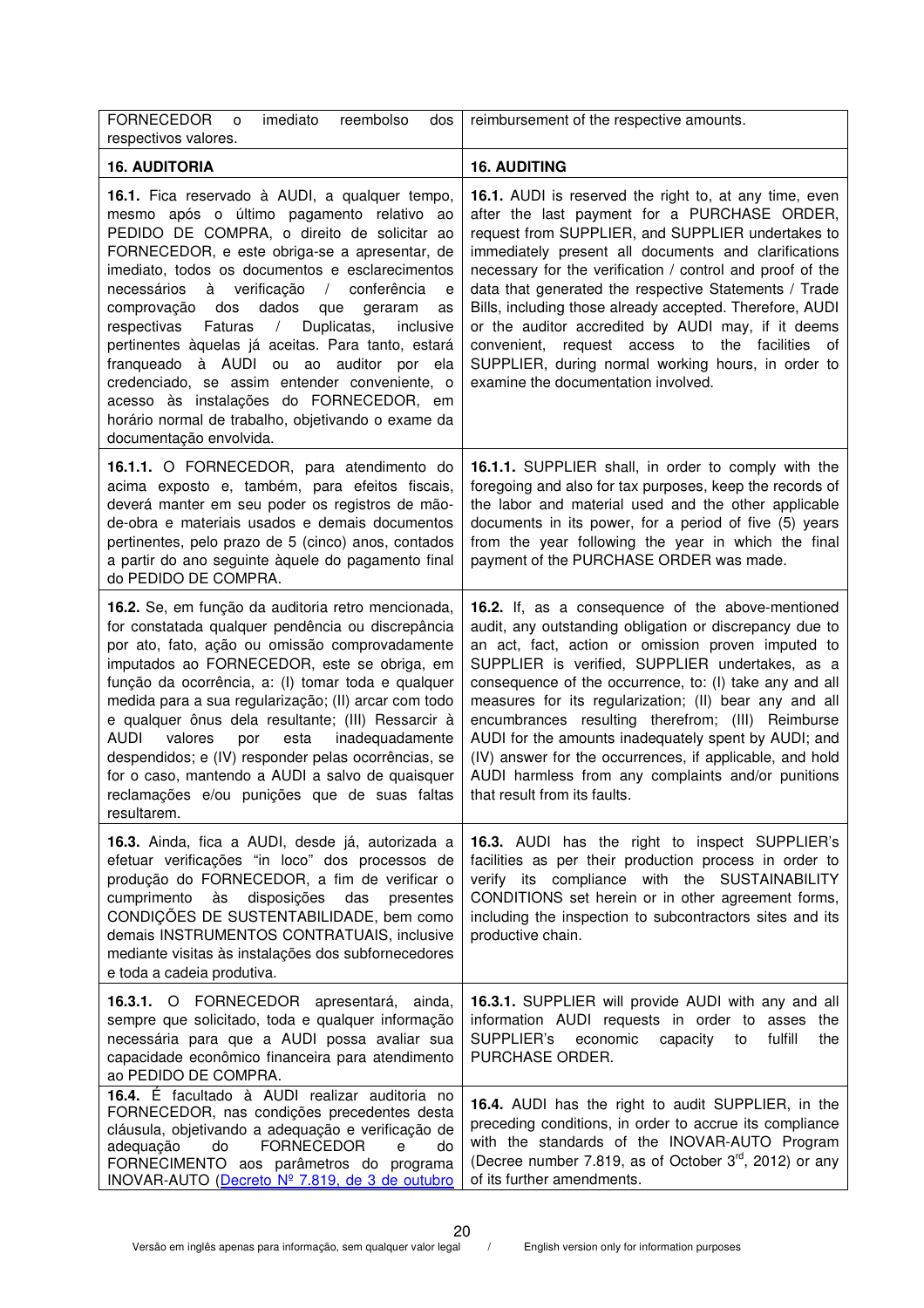| FORNECEDOR o imediato reembolso dos respectivos valores. | reimbursement of the respective amounts. |
|---|---|
| **16. AUDITORIA** | **16. AUDITING** |
| **16.1.** Fica reservado à AUDI, a qualquer tempo, mesmo após o último pagamento relativo ao PEDIDO DE COMPRA, o direito de solicitar ao FORNECEDOR, e este obriga-se a apresentar, de imediato, todos os documentos e esclarecimentos necessários à verificação / conferência e comprovação dos dados que geraram as respectivas Faturas / Duplicatas, inclusive pertinentes àquelas já aceitas. Para tanto, estará franqueado à AUDI ou ao auditor por ela credenciado, se assim entender conveniente, o acesso às instalações do FORNECEDOR, em horário normal de trabalho, objetivando o exame da documentação envolvida. | **16.1.** AUDI is reserved the right to, at any time, even after the last payment for a PURCHASE ORDER, request from SUPPLIER, and SUPPLIER undertakes to immediately present all documents and clarifications necessary for the verification / control and proof of the data that generated the respective Statements / Trade Bills, including those already accepted. Therefore, AUDI or the auditor accredited by AUDI may, if it deems convenient, request access to the facilities of SUPPLIER, during normal working hours, in order to examine the documentation involved. |
| **16.1.1.** O FORNECEDOR, para atendimento do acima exposto e, também, para efeitos fiscais, deverá manter em seu poder os registros de mão-de-obra e materiais usados e demais documentos pertinentes, pelo prazo de 5 (cinco) anos, contados a partir do ano seguinte àquele do pagamento final do PEDIDO DE COMPRA. | **16.1.1.** SUPPLIER shall, in order to comply with the foregoing and also for tax purposes, keep the records of the labor and material used and the other applicable documents in its power, for a period of five (5) years from the year following the year in which the final payment of the PURCHASE ORDER was made. |
| **16.2.** Se, em função da auditoria retro mencionada, for constatada qualquer pendência ou discrepância por ato, fato, ação ou omissão comprovadamente imputados ao FORNECEDOR, este se obriga, em função da ocorrência, a: (I) tomar toda e qualquer medida para a sua regularização; (II) arcar com todo e qualquer ônus dela resultante; (III) Ressarcir à AUDI valores por esta inadequadamente despendidos; e (IV) responder pelas ocorrências, se for o caso, mantendo a AUDI a salvo de quaisquer reclamações e/ou punições que de suas faltas resultarem. | **16.2.** If, as a consequence of the above-mentioned audit, any outstanding obligation or discrepancy due to an act, fact, action or omission proven imputed to SUPPLIER is verified, SUPPLIER undertakes, as a consequence of the occurrence, to: (I) take any and all measures for its regularization; (II) bear any and all encumbrances resulting therefrom; (III) Reimburse AUDI for the amounts inadequately spent by AUDI; and (IV) answer for the occurrences, if applicable, and hold AUDI harmless from any complaints and/or punitions that result from its faults. |
| **16.3.** Ainda, fica a AUDI, desde já, autorizada a efetuar verificações "in loco" dos processos de produção do FORNECEDOR, a fim de verificar o cumprimento às disposições das presentes CONDIÇÕES DE SUSTENTABILIDADE, bem como demais INSTRUMENTOS CONTRATUAIS, inclusive mediante visitas às instalações dos subfornecedores e toda a cadeia produtiva. | **16.3.** AUDI has the right to inspect SUPPLIER's facilities as per their production process in order to verify its compliance with the SUSTAINABILITY CONDITIONS set herein or in other agreement forms, including the inspection to subcontractors sites and its productive chain. |
| **16.3.1.** O FORNECEDOR apresentará, ainda, sempre que solicitado, toda e qualquer informação necessária para que a AUDI possa avaliar sua capacidade econômico financeira para atendimento ao PEDIDO DE COMPRA. | **16.3.1.** SUPPLIER will provide AUDI with any and all information AUDI requests in order to asses the SUPPLIER's economic capacity to fulfill the PURCHASE ORDER. |
| **16.4.** É facultado à AUDI realizar auditoria no FORNECEDOR, nas condições precedentes desta cláusula, objetivando a adequação e verificação de adequação do FORNECEDOR e do FORNECIMENTO aos parâmetros do programa INOVAR-AUTO (Decreto Nº 7.819, de 3 de outubro | **16.4.** AUDI has the right to audit SUPPLIER, in the preceding conditions, in order to accrue its compliance with the standards of the INOVAR-AUTO Program (Decree number 7.819, as of October 3rd, 2012) or any of its further amendments. |

Versão em inglês apenas para informação, sem qualquer valor legal / English version only for information purposes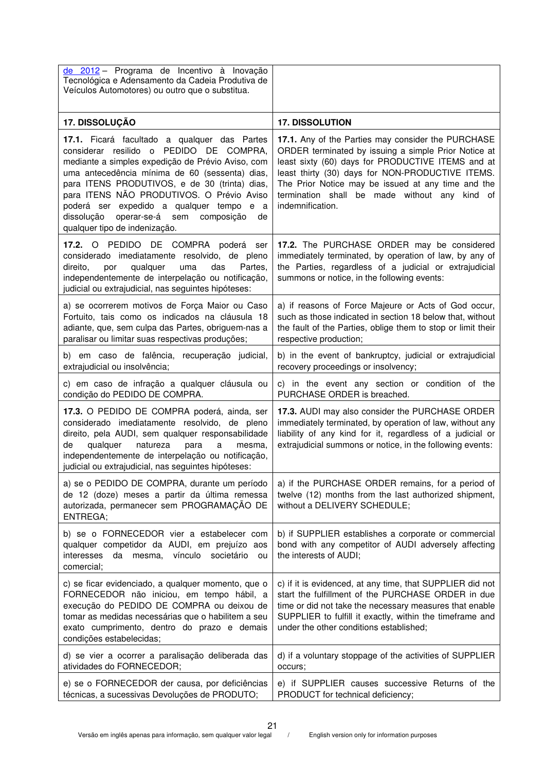| de 2012 – Programa de Incentivo à Inovação Tecnológica e Adensamento da Cadeia Produtiva de Veículos Automotores) ou outro que o substitua. | |
|---|---|
| **17. DISSOLUÇÃO** | **17. DISSOLUTION** |
| **17.1.** Ficará facultado a qualquer das Partes considerar resilido o PEDIDO DE COMPRA, mediante a simples expedição de Prévio Aviso, com uma antecedência mínima de 60 (sessenta) dias, para ITENS PRODUTIVOS, e de 30 (trinta) dias, para ITENS NÃO PRODUTIVOS. O Prévio Aviso poderá ser expedido a qualquer tempo e a dissolução operar-se-á sem composição de qualquer tipo de indenização. | **17.1.** Any of the Parties may consider the PURCHASE ORDER terminated by issuing a simple Prior Notice at least sixty (60) days for PRODUCTIVE ITEMS and at least thirty (30) days for NON-PRODUCTIVE ITEMS. The Prior Notice may be issued at any time and the termination shall be made without any kind of indemnification. |
| **17.2.** O PEDIDO DE COMPRA poderá ser considerado imediatamente resolvido, de pleno direito, por qualquer uma das Partes, independentemente de interpelação ou notificação, judicial ou extrajudicial, nas seguintes hipóteses: | **17.2.** The PURCHASE ORDER may be considered immediately terminated, by operation of law, by any of the Parties, regardless of a judicial or extrajudicial summons or notice, in the following events: |
| a) se ocorrerem motivos de Força Maior ou Caso Fortuito, tais como os indicados na cláusula 18 adiante, que, sem culpa das Partes, obriguem-nas a paralisar ou limitar suas respectivas produções; | a) if reasons of Force Majeure or Acts of God occur, such as those indicated in section 18 below that, without the fault of the Parties, oblige them to stop or limit their respective production; |
| b) em caso de falência, recuperação judicial, extrajudicial ou insolvência; | b) in the event of bankruptcy, judicial or extrajudicial recovery proceedings or insolvency; |
| c) em caso de infração a qualquer cláusula ou condição do PEDIDO DE COMPRA. | c) in the event any section or condition of the PURCHASE ORDER is breached. |
| **17.3.** O PEDIDO DE COMPRA poderá, ainda, ser considerado imediatamente resolvido, de pleno direito, pela AUDI, sem qualquer responsabilidade de qualquer natureza para a mesma, independentemente de interpelação ou notificação, judicial ou extrajudicial, nas seguintes hipóteses: | **17.3.** AUDI may also consider the PURCHASE ORDER immediately terminated, by operation of law, without any liability of any kind for it, regardless of a judicial or extrajudicial summons or notice, in the following events: |
| a) se o PEDIDO DE COMPRA, durante um período de 12 (doze) meses a partir da última remessa autorizada, permanecer sem PROGRAMAÇÃO DE ENTREGA; | a) if the PURCHASE ORDER remains, for a period of twelve (12) months from the last authorized shipment, without a DELIVERY SCHEDULE; |
| b) se o FORNECEDOR vier a estabelecer com qualquer competidor da AUDI, em prejuízo aos interesses da mesma, vínculo societário ou comercial; | b) if SUPPLIER establishes a corporate or commercial bond with any competitor of AUDI adversely affecting the interests of AUDI; |
| c) se ficar evidenciado, a qualquer momento, que o FORNECEDOR não iniciou, em tempo hábil, a execução do PEDIDO DE COMPRA ou deixou de tomar as medidas necessárias que o habilitem a seu exato cumprimento, dentro do prazo e demais condições estabelecidas; | c) if it is evidenced, at any time, that SUPPLIER did not start the fulfillment of the PURCHASE ORDER in due time or did not take the necessary measures that enable SUPPLIER to fulfill it exactly, within the timeframe and under the other conditions established; |
| d) se vier a ocorrer a paralisação deliberada das atividades do FORNECEDOR; | d) if a voluntary stoppage of the activities of SUPPLIER occurs; |
| e) se o FORNECEDOR der causa, por deficiências técnicas, a sucessivas Devoluções de PRODUTO; | e) if SUPPLIER causes successive Returns of the PRODUCT for technical deficiency; |

Versão em inglês apenas para informação, sem qualquer valor legal / English version only for information purposes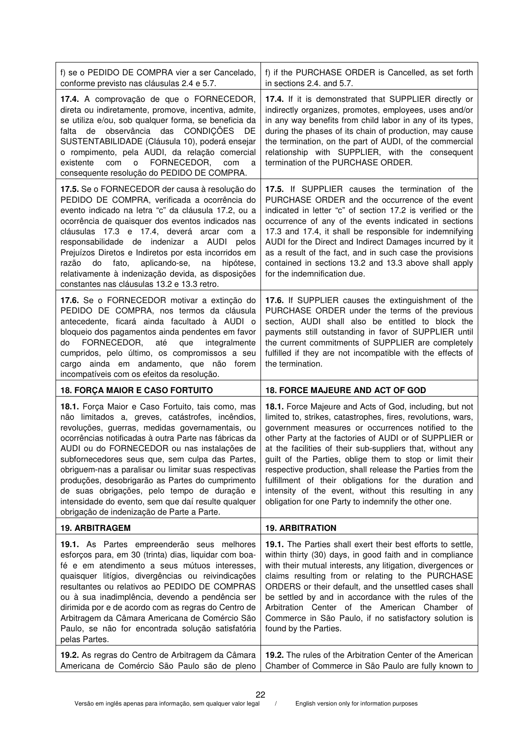| | |
|---|---|
| f) se o PEDIDO DE COMPRA vier a ser Cancelado, conforme previsto nas cláusulas 2.4 e 5.7. | f) if the PURCHASE ORDER is Cancelled, as set forth in sections 2.4. and 5.7. |
| **17.4.** A comprovação de que o FORNECEDOR, direta ou indiretamente, promove, incentiva, admite, se utiliza e/ou, sob qualquer forma, se beneficia da falta de observância das CONDIÇÕES DE SUSTENTABILIDADE (Cláusula 10), poderá ensejar o rompimento, pela AUDI, da relação comercial existente com o FORNECEDOR, com a consequente resolução do PEDIDO DE COMPRA. | **17.4.** If it is demonstrated that SUPPLIER directly or indirectly organizes, promotes, employees, uses and/or in any way benefits from child labor in any of its types, during the phases of its chain of production, may cause the termination, on the part of AUDI, of the commercial relationship with SUPPLIER, with the consequent termination of the PURCHASE ORDER. |
| **17.5.** Se o FORNECEDOR der causa à resolução do PEDIDO DE COMPRA, verificada a ocorrência do evento indicado na letra "c" da cláusula 17.2, ou a ocorrência de quaisquer dos eventos indicados nas cláusulas 17.3 e 17.4, deverá arcar com a responsabilidade de indenizar a AUDI pelos Prejuízos Diretos e Indiretos por esta incorridos em razão do fato, aplicando-se, na hipótese, relativamente à indenização devida, as disposições constantes nas cláusulas 13.2 e 13.3 retro. | **17.5.** If SUPPLIER causes the termination of the PURCHASE ORDER and the occurrence of the event indicated in letter "c" of section 17.2 is verified or the occurrence of any of the events indicated in sections 17.3 and 17.4, it shall be responsible for indemnifying AUDI for the Direct and Indirect Damages incurred by it as a result of the fact, and in such case the provisions contained in sections 13.2 and 13.3 above shall apply for the indemnification due. |
| **17.6.** Se o FORNECEDOR motivar a extinção do PEDIDO DE COMPRA, nos termos da cláusula antecedente, ficará ainda facultado à AUDI o bloqueio dos pagamentos ainda pendentes em favor do FORNECEDOR, até que integralmente cumpridos, pelo último, os compromissos a seu cargo ainda em andamento, que não forem incompatíveis com os efeitos da resolução. | **17.6.** If SUPPLIER causes the extinguishment of the PURCHASE ORDER under the terms of the previous section, AUDI shall also be entitled to block the payments still outstanding in favor of SUPPLIER until the current commitments of SUPPLIER are completely fulfilled if they are not incompatible with the effects of the termination. |
| **18. FORÇA MAIOR E CASO FORTUITO** | **18. FORCE MAJEURE AND ACT OF GOD** |
| **18.1.** Força Maior e Caso Fortuito, tais como, mas não limitados a, greves, catástrofes, incêndios, revoluções, guerras, medidas governamentais, ou ocorrências notificadas à outra Parte nas fábricas da AUDI ou do FORNECEDOR ou nas instalações de subfornecedores seus que, sem culpa das Partes, obriguem-nas a paralisar ou limitar suas respectivas produções, desobrigarão as Partes do cumprimento de suas obrigações, pelo tempo de duração e intensidade do evento, sem que daí resulte qualquer obrigação de indenização de Parte a Parte. | **18.1.** Force Majeure and Acts of God, including, but not limited to, strikes, catastrophes, fires, revolutions, wars, government measures or occurrences notified to the other Party at the factories of AUDI or of SUPPLIER or at the facilities of their sub-suppliers that, without any guilt of the Parties, oblige them to stop or limit their respective production, shall release the Parties from the fulfillment of their obligations for the duration and intensity of the event, without this resulting in any obligation for one Party to indemnify the other one. |
| **19. ARBITRAGEM** | **19. ARBITRATION** |
| **19.1.** As Partes empreenderão seus melhores esforços para, em 30 (trinta) dias, liquidar com boa-fé e em atendimento a seus mútuos interesses, quaisquer litígios, divergências ou reivindicações resultantes ou relativos ao PEDIDO DE COMPRAS ou à sua inadimplência, devendo a pendência ser dirimida por e de acordo com as regras do Centro de Arbitragem da Câmara Americana de Comércio São Paulo, se não for encontrada solução satisfatória pelas Partes. | **19.1.** The Parties shall exert their best efforts to settle, within thirty (30) days, in good faith and in compliance with their mutual interests, any litigation, divergences or claims resulting from or relating to the PURCHASE ORDERS or their default, and the unsettled cases shall be settled by and in accordance with the rules of the Arbitration Center of the American Chamber of Commerce in São Paulo, if no satisfactory solution is found by the Parties. |
| **19.2.** As regras do Centro de Arbitragem da Câmara Americana de Comércio São Paulo são de pleno | **19.2.** The rules of the Arbitration Center of the American Chamber of Commerce in São Paulo are fully known to |

Versão em inglês apenas para informação, sem qualquer valor legal / English version only for information purposes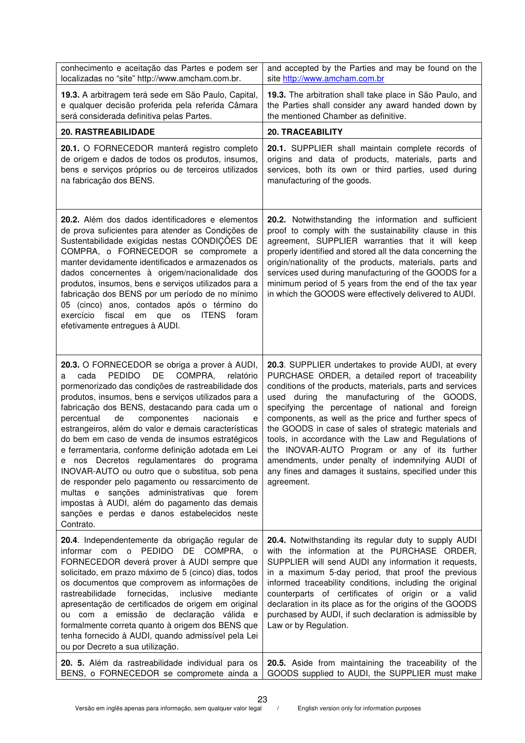| | |
|---|---|
| conhecimento e aceitação das Partes e podem ser localizadas no "site" http://www.amcham.com.br. | and accepted by the Parties and may be found on the site http://www.amcham.com.br |
| **19.3.** A arbitragem terá sede em São Paulo, Capital, e qualquer decisão proferida pela referida Câmara será considerada definitiva pelas Partes. | **19.3.** The arbitration shall take place in São Paulo, and the Parties shall consider any award handed down by the mentioned Chamber as definitive. |
| **20. RASTREABILIDADE** | **20. TRACEABILITY** |
| **20.1.** O FORNECEDOR manterá registro completo de origem e dados de todos os produtos, insumos, bens e serviços próprios ou de terceiros utilizados na fabricação dos BENS. | **20.1.** SUPPLIER shall maintain complete records of origins and data of products, materials, parts and services, both its own or third parties, used during manufacturing of the goods. |
| **20.2.** Além dos dados identificadores e elementos de prova suficientes para atender as Condições de Sustentabilidade exigidas nestas CONDIÇÕES DE COMPRA, o FORNECEDOR se compromete a manter devidamente identificados e armazenados os dados concernentes à origem/nacionalidade dos produtos, insumos, bens e serviços utilizados para a fabricação dos BENS por um período de no mínimo 05 (cinco) anos, contados após o término do exercício fiscal em que os ITENS foram efetivamente entregues à AUDI. | **20.2.** Notwithstanding the information and sufficient proof to comply with the sustainability clause in this agreement, SUPPLIER warranties that it will keep properly identified and stored all the data concerning the origin/nationality of the products, materials, parts and services used during manufacturing of the GOODS for a minimum period of 5 years from the end of the tax year in which the GOODS were effectively delivered to AUDI. |
| **20.3.** O FORNECEDOR se obriga a prover à AUDI, a cada PEDIDO DE COMPRA, relatório pormenorizado das condições de rastreabilidade dos produtos, insumos, bens e serviços utilizados para a fabricação dos BENS, destacando para cada um o percentual de componentes nacionais e estrangeiros, além do valor e demais características do bem em caso de venda de insumos estratégicos e ferramentaria, conforme definição adotada em Lei e nos Decretos regulamentares do programa INOVAR-AUTO ou outro que o substitua, sob pena de responder pelo pagamento ou ressarcimento de multas e sanções administrativas que forem impostas à AUDI, além do pagamento das demais sanções e perdas e danos estabelecidos neste Contrato. | **20.3**. SUPPLIER undertakes to provide AUDI, at every PURCHASE ORDER, a detailed report of traceability conditions of the products, materials, parts and services used during the manufacturing of the GOODS, specifying the percentage of national and foreign components, as well as the price and further specs of the GOODS in case of sales of strategic materials and tools, in accordance with the Law and Regulations of the INOVAR-AUTO Program or any of its further amendments, under penalty of indemnifying AUDI of any fines and damages it sustains, specified under this agreement. |
| **20.4**. Independentemente da obrigação regular de informar com o PEDIDO DE COMPRA, o FORNECEDOR deverá prover à AUDI sempre que solicitado, em prazo máximo de 5 (cinco) dias, todos os documentos que comprovem as informações de rastreabilidade fornecidas, inclusive mediante apresentação de certificados de origem em original ou com a emissão de declaração válida e formalmente correta quanto à origem dos BENS que tenha fornecido à AUDI, quando admissível pela Lei ou por Decreto a sua utilização. | **20.4.** Notwithstanding its regular duty to supply AUDI with the information at the PURCHASE ORDER, SUPPLIER will send AUDI any information it requests, in a maximum 5-day period, that proof the previous informed traceability conditions, including the original counterparts of certificates of origin or a valid declaration in its place as for the origins of the GOODS purchased by AUDI, if such declaration is admissible by Law or by Regulation. |
| **20. 5.** Além da rastreabilidade individual para os BENS, o FORNECEDOR se compromete ainda a | **20.5.** Aside from maintaining the traceability of the GOODS supplied to AUDI, the SUPPLIER must make |

Versão em inglês apenas para informação, sem qualquer valor legal / English version only for information purposes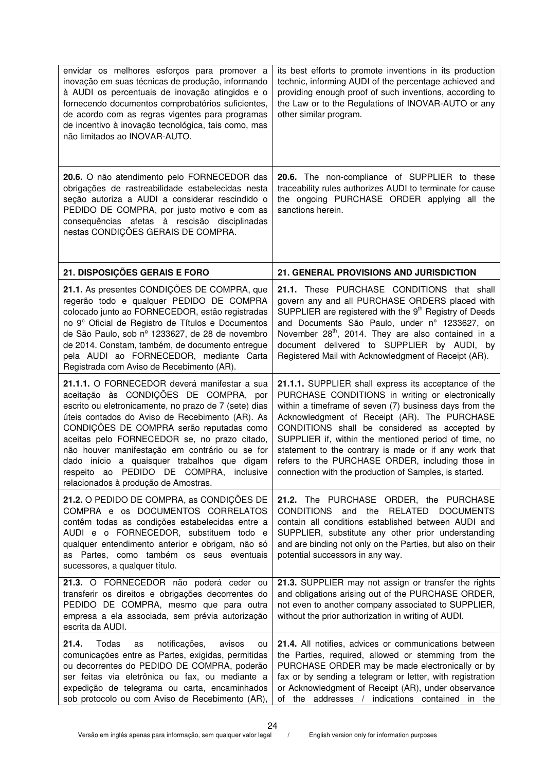| | |
|---|---|
| envidar os melhores esforços para promover a inovação em suas técnicas de produção, informando à AUDI os percentuais de inovação atingidos e o fornecendo documentos comprobatórios suficientes, de acordo com as regras vigentes para programas de incentivo à inovação tecnológica, tais como, mas não limitados ao INOVAR-AUTO. | its best efforts to promote inventions in its production technic, informing AUDI of the percentage achieved and providing enough proof of such inventions, according to the Law or to the Regulations of INOVAR-AUTO or any other similar program. |
| **20.6.** O não atendimento pelo FORNECEDOR das obrigações de rastreabilidade estabelecidas nesta seção autoriza a AUDI a considerar rescindido o PEDIDO DE COMPRA, por justo motivo e com as consequências afetas à rescisão disciplinadas nestas CONDIÇÕES GERAIS DE COMPRA. | **20.6.** The non-compliance of SUPPLIER to these traceability rules authorizes AUDI to terminate for cause the ongoing PURCHASE ORDER applying all the sanctions herein. |
| **21. DISPOSIÇÕES GERAIS E FORO** | **21. GENERAL PROVISIONS AND JURISDICTION** |
| **21.1.** As presentes CONDIÇÕES DE COMPRA, que regerão todo e qualquer PEDIDO DE COMPRA colocado junto ao FORNECEDOR, estão registradas no 9º Oficial de Registro de Títulos e Documentos de São Paulo, sob nº 1233627, de 28 de novembro de 2014. Constam, também, de documento entregue pela AUDI ao FORNECEDOR, mediante Carta Registrada com Aviso de Recebimento (AR). | **21.1.** These PURCHASE CONDITIONS that shall govern any and all PURCHASE ORDERS placed with SUPPLIER are registered with the 9th Registry of Deeds and Documents São Paulo, under nº 1233627, on November 28th, 2014. They are also contained in a document delivered to SUPPLIER by AUDI, by Registered Mail with Acknowledgment of Receipt (AR). |
| **21.1.1.** O FORNECEDOR deverá manifestar a sua aceitação às CONDIÇÕES DE COMPRA, por escrito ou eletronicamente, no prazo de 7 (sete) dias úteis contados do Aviso de Recebimento (AR). As CONDIÇÕES DE COMPRA serão reputadas como aceitas pelo FORNECEDOR se, no prazo citado, não houver manifestação em contrário ou se for dado início a quaisquer trabalhos que digam respeito ao PEDIDO DE COMPRA, inclusive relacionados à produção de Amostras. | **21.1.1.** SUPPLIER shall express its acceptance of the PURCHASE CONDITIONS in writing or electronically within a timeframe of seven (7) business days from the Acknowledgment of Receipt (AR). The PURCHASE CONDITIONS shall be considered as accepted by SUPPLIER if, within the mentioned period of time, no statement to the contrary is made or if any work that refers to the PURCHASE ORDER, including those in connection with the production of Samples, is started. |
| **21.2.** O PEDIDO DE COMPRA, as CONDIÇÕES DE COMPRA e os DOCUMENTOS CORRELATOS contêm todas as condições estabelecidas entre a AUDI e o FORNECEDOR, substituem todo e qualquer entendimento anterior e obrigam, não só as Partes, como também os seus eventuais sucessores, a qualquer título. | **21.2.** The PURCHASE ORDER, the PURCHASE CONDITIONS and the RELATED DOCUMENTS contain all conditions established between AUDI and SUPPLIER, substitute any other prior understanding and are binding not only on the Parties, but also on their potential successors in any way. |
| **21.3.** O FORNECEDOR não poderá ceder ou transferir os direitos e obrigações decorrentes do PEDIDO DE COMPRA, mesmo que para outra empresa a ela associada, sem prévia autorização escrita da AUDI. | **21.3.** SUPPLIER may not assign or transfer the rights and obligations arising out of the PURCHASE ORDER, not even to another company associated to SUPPLIER, without the prior authorization in writing of AUDI. |
| **21.4.** Todas as notificações, avisos ou comunicações entre as Partes, exigidas, permitidas ou decorrentes do PEDIDO DE COMPRA, poderão ser feitas via eletrônica ou fax, ou mediante a expedição de telegrama ou carta, encaminhados sob protocolo ou com Aviso de Recebimento (AR), | **21.4.** All notifies, advices or communications between the Parties, required, allowed or stemming from the PURCHASE ORDER may be made electronically or by fax or by sending a telegram or letter, with registration or Acknowledgment of Receipt (AR), under observance of the addresses / indications contained in the |

Versão em inglês apenas para informação, sem qualquer valor legal / English version only for information purposes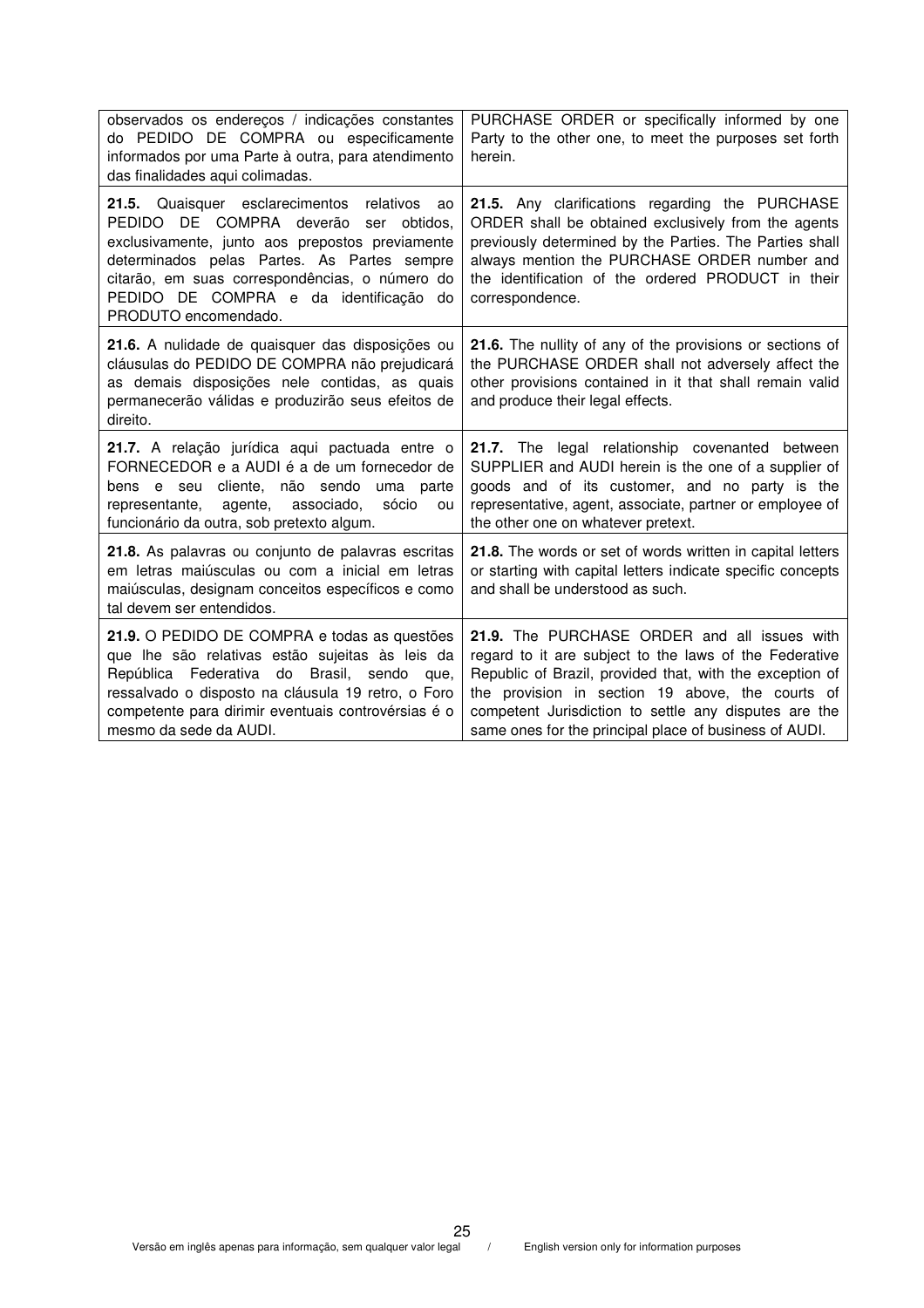| | |
|---|---|
| observados os endereços / indicações constantes do PEDIDO DE COMPRA ou especificamente informados por uma Parte à outra, para atendimento das finalidades aqui colimadas. | PURCHASE ORDER or specifically informed by one Party to the other one, to meet the purposes set forth herein. |
| **21.5.** Quaisquer esclarecimentos relativos ao PEDIDO DE COMPRA deverão ser obtidos, exclusivamente, junto aos prepostos previamente determinados pelas Partes. As Partes sempre citarão, em suas correspondências, o número do PEDIDO DE COMPRA e da identificação do PRODUTO encomendado. | **21.5.** Any clarifications regarding the PURCHASE ORDER shall be obtained exclusively from the agents previously determined by the Parties. The Parties shall always mention the PURCHASE ORDER number and the identification of the ordered PRODUCT in their correspondence. |
| **21.6.** A nulidade de quaisquer das disposições ou cláusulas do PEDIDO DE COMPRA não prejudicará as demais disposições nele contidas, as quais permanecerão válidas e produzirão seus efeitos de direito. | **21.6.** The nullity of any of the provisions or sections of the PURCHASE ORDER shall not adversely affect the other provisions contained in it that shall remain valid and produce their legal effects. |
| **21.7.** A relação jurídica aqui pactuada entre o FORNECEDOR e a AUDI é a de um fornecedor de bens e seu cliente, não sendo uma parte representante, agente, associado, sócio ou funcionário da outra, sob pretexto algum. | **21.7.** The legal relationship covenanted between SUPPLIER and AUDI herein is the one of a supplier of goods and of its customer, and no party is the representative, agent, associate, partner or employee of the other one on whatever pretext. |
| **21.8.** As palavras ou conjunto de palavras escritas em letras maiúsculas ou com a inicial em letras maiúsculas, designam conceitos específicos e como tal devem ser entendidos. | **21.8.** The words or set of words written in capital letters or starting with capital letters indicate specific concepts and shall be understood as such. |
| **21.9.** O PEDIDO DE COMPRA e todas as questões que lhe são relativas estão sujeitas às leis da República Federativa do Brasil, sendo que, ressalvado o disposto na cláusula 19 retro, o Foro competente para dirimir eventuais controvérsias é o mesmo da sede da AUDI. | **21.9.** The PURCHASE ORDER and all issues with regard to it are subject to the laws of the Federative Republic of Brazil, provided that, with the exception of the provision in section 19 above, the courts of competent Jurisdiction to settle any disputes are the same ones for the principal place of business of AUDI. |

Versão em inglês apenas para informação, sem qualquer valor legal / English version only for information purposes